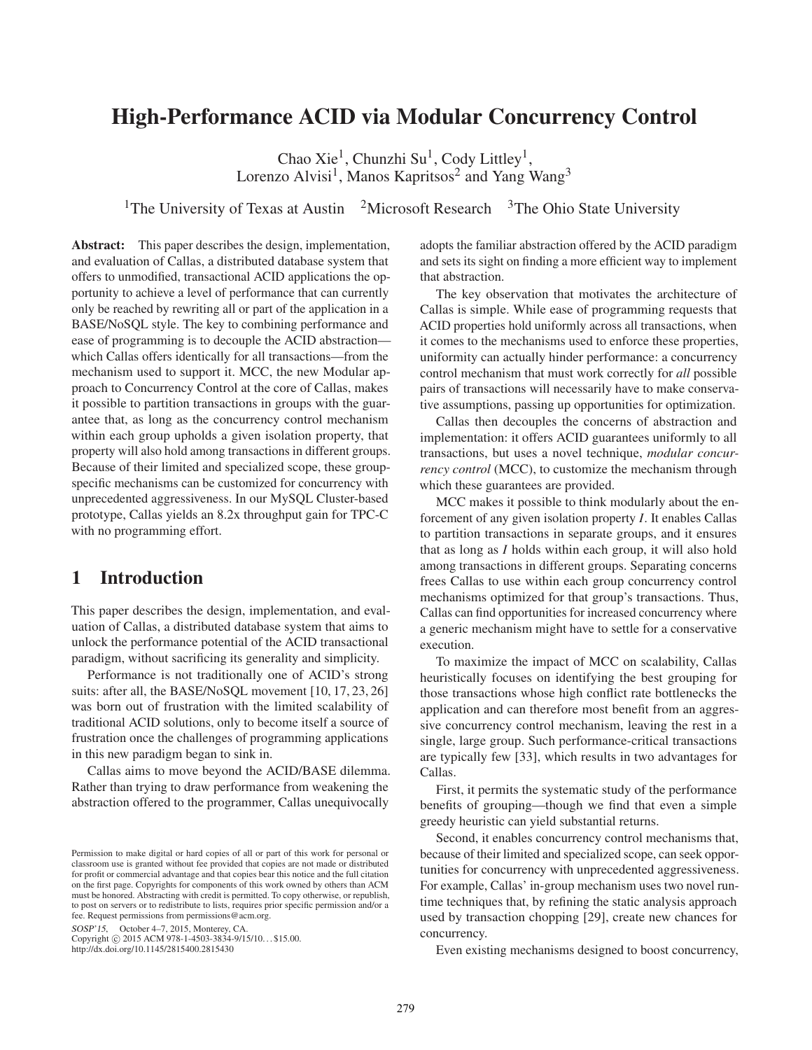# High-Performance ACID via Modular Concurrency Control

Chao Xie[1], Chunzhi Su[1], Cody Littley[1], Lorenzo Alvisi[1], Manos Kapritsos[2] and Yang Wang[3]

[1]The University of Texas at Austin [2]Microsoft Research [3]The Ohio State University

**Abstract:** This paper describes the design, implementation, and evaluation of Callas, a distributed database system that offers to unmodified, transactional ACID applications the opportunity to achieve a level of performance that can currently only be reached by rewriting all or part of the application in a BASE/NoSQL style. The key to combining performance and ease of programming is to decouple the ACID abstraction—which Callas offers identically for all transactions—from the mechanism used to support it. MCC, the new Modular approach to Concurrency Control at the core of Callas, makes it possible to partition transactions in groups with the guarantee that, as long as the concurrency control mechanism within each group upholds a given isolation property, that property will also hold among transactions in different groups. Because of their limited and specialized scope, these group-specific mechanisms can be customized for concurrency with unprecedented aggressiveness. In our MySQL Cluster-based prototype, Callas yields an 8.2x throughput gain for TPC-C with no programming effort.

## 1 Introduction

This paper describes the design, implementation, and evaluation of Callas, a distributed database system that aims to unlock the performance potential of the ACID transactional paradigm, without sacrificing its generality and simplicity.

Performance is not traditionally one of ACID's strong suits: after all, the BASE/NoSQL movement [10, 17, 23, 26] was born out of frustration with the limited scalability of traditional ACID solutions, only to become itself a source of frustration once the challenges of programming applications in this new paradigm began to sink in.

Callas aims to move beyond the ACID/BASE dilemma. Rather than trying to draw performance from weakening the abstraction offered to the programmer, Callas unequivocally adopts the familiar abstraction offered by the ACID paradigm and sets its sight on finding a more efficient way to implement that abstraction.

The key observation that motivates the architecture of Callas is simple. While ease of programming requests that ACID properties hold uniformly across all transactions, when it comes to the mechanisms used to enforce these properties, uniformity can actually hinder performance: a concurrency control mechanism that must work correctly for *all* possible pairs of transactions will necessarily have to make conservative assumptions, passing up opportunities for optimization.

Callas then decouples the concerns of abstraction and implementation: it offers ACID guarantees uniformly to all transactions, but uses a novel technique, *modular concurrency control* (MCC), to customize the mechanism through which these guarantees are provided.

MCC makes it possible to think modularly about the enforcement of any given isolation property *I*. It enables Callas to partition transactions in separate groups, and it ensures that as long as *I* holds within each group, it will also hold among transactions in different groups. Separating concerns frees Callas to use within each group concurrency control mechanisms optimized for that group's transactions. Thus, Callas can find opportunities for increased concurrency where a generic mechanism might have to settle for a conservative execution.

To maximize the impact of MCC on scalability, Callas heuristically focuses on identifying the best grouping for those transactions whose high conflict rate bottlenecks the application and can therefore most benefit from an aggressive concurrency control mechanism, leaving the rest in a single, large group. Such performance-critical transactions are typically few [33], which results in two advantages for Callas.

First, it permits the systematic study of the performance benefits of grouping—though we find that even a simple greedy heuristic can yield substantial returns.

Second, it enables concurrency control mechanisms that, because of their limited and specialized scope, can seek opportunities for concurrency with unprecedented aggressiveness. For example, Callas' in-group mechanism uses two novel runtime techniques that, by refining the static analysis approach used by transaction chopping [29], create new chances for concurrency.

Even existing mechanisms designed to boost concurrency,

Permission to make digital or hard copies of all or part of this work for personal or classroom use is granted without fee provided that copies are not made or distributed for profit or commercial advantage and that copies bear this notice and the full citation on the first page. Copyrights for components of this work owned by others than ACM must be honored. Abstracting with credit is permitted. To copy otherwise, or republish, to post on servers or to redistribute to lists, requires prior specific permission and/or a fee. Request permissions from permissions@acm.org.

*SOSP'15*, October 4–7, 2015, Monterey, CA.
Copyright © 2015 ACM 978-1-4503-3834-9/15/10…$15.00.
http://dx.doi.org/10.1145/2815400.2815430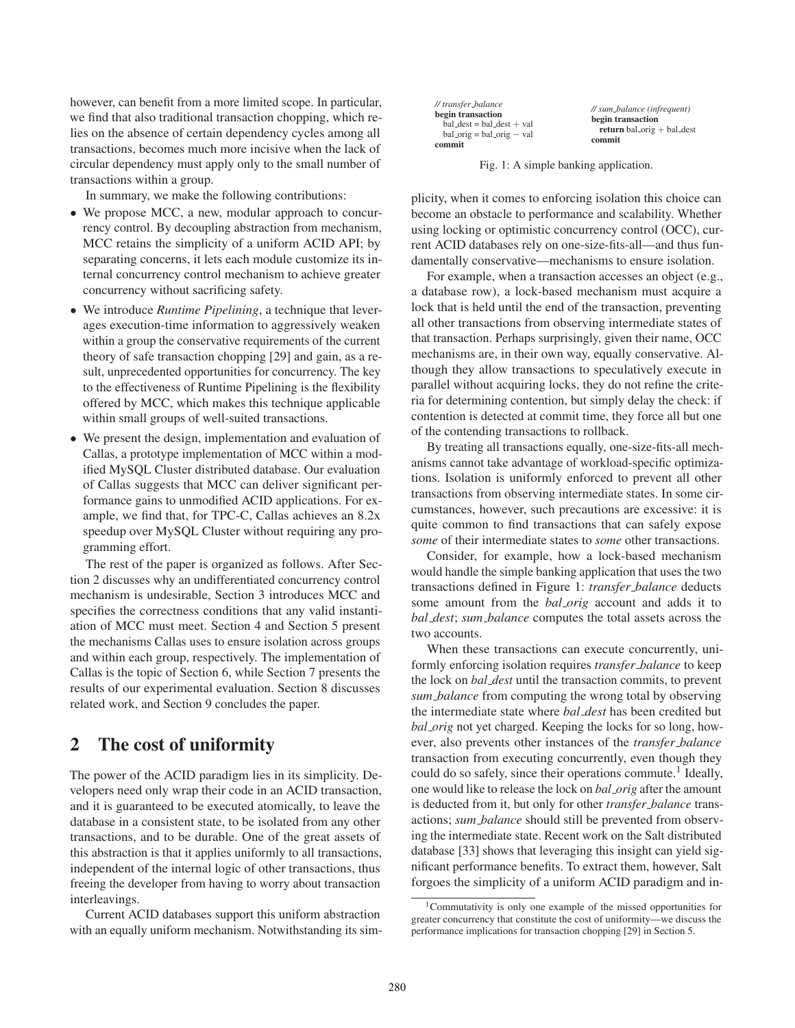however, can benefit from a more limited scope. In particular, we find that also traditional transaction chopping, which relies on the absence of certain dependency cycles among all transactions, becomes much more incisive when the lack of circular dependency must apply only to the small number of transactions within a group.

In summary, we make the following contributions:

- We propose MCC, a new, modular approach to concurrency control. By decoupling abstraction from mechanism, MCC retains the simplicity of a uniform ACID API; by separating concerns, it lets each module customize its internal concurrency control mechanism to achieve greater concurrency without sacrificing safety.
- We introduce *Runtime Pipelining*, a technique that leverages execution-time information to aggressively weaken within a group the conservative requirements of the current theory of safe transaction chopping [29] and gain, as a result, unprecedented opportunities for concurrency. The key to the effectiveness of Runtime Pipelining is the flexibility offered by MCC, which makes this technique applicable within small groups of well-suited transactions.
- We present the design, implementation and evaluation of Callas, a prototype implementation of MCC within a modified MySQL Cluster distributed database. Our evaluation of Callas suggests that MCC can deliver significant performance gains to unmodified ACID applications. For example, we find that, for TPC-C, Callas achieves an 8.2x speedup over MySQL Cluster without requiring any programming effort.

The rest of the paper is organized as follows. After Section 2 discusses why an undifferentiated concurrency control mechanism is undesirable, Section 3 introduces MCC and specifies the correctness conditions that any valid instantiation of MCC must meet. Section 4 and Section 5 present the mechanisms Callas uses to ensure isolation across groups and within each group, respectively. The implementation of Callas is the topic of Section 6, while Section 7 presents the results of our experimental evaluation. Section 8 discusses related work, and Section 9 concludes the paper.

## 2 The cost of uniformity

The power of the ACID paradigm lies in its simplicity. Developers need only wrap their code in an ACID transaction, and it is guaranteed to be executed atomically, to leave the database in a consistent state, to be isolated from any other transactions, and to be durable. One of the great assets of this abstraction is that it applies uniformly to all transactions, independent of the internal logic of other transactions, thus freeing the developer from having to worry about transaction interleavings.

Current ACID databases support this uniform abstraction with an equally uniform mechanism. Notwithstanding its simplicity, when it comes to enforcing isolation this choice can become an obstacle to performance and scalability. Whether using locking or optimistic concurrency control (OCC), current ACID databases rely on one-size-fits-all—and thus fundamentally conservative—mechanisms to ensure isolation.

```
// transfer_balance
begin transaction
  bal_dest = bal_dest + val
  bal_orig = bal_orig − val
commit
```

```
// sum_balance (infrequent)
begin transaction
  return bal_orig + bal_dest
commit
```

Fig. 1: A simple banking application.

For example, when a transaction accesses an object (e.g., a database row), a lock-based mechanism must acquire a lock that is held until the end of the transaction, preventing all other transactions from observing intermediate states of that transaction. Perhaps surprisingly, given their name, OCC mechanisms are, in their own way, equally conservative. Although they allow transactions to speculatively execute in parallel without acquiring locks, they do not refine the criteria for determining contention, but simply delay the check: if contention is detected at commit time, they force all but one of the contending transactions to rollback.

By treating all transactions equally, one-size-fits-all mechanisms cannot take advantage of workload-specific optimizations. Isolation is uniformly enforced to prevent all other transactions from observing intermediate states. In some circumstances, however, such precautions are excessive: it is quite common to find transactions that can safely expose *some* of their intermediate states to *some* other transactions.

Consider, for example, how a lock-based mechanism would handle the simple banking application that uses the two transactions defined in Figure 1: *transfer_balance* deducts some amount from the *bal_orig* account and adds it to *bal_dest*; *sum_balance* computes the total assets across the two accounts.

When these transactions can execute concurrently, uniformly enforcing isolation requires *transfer_balance* to keep the lock on *bal_dest* until the transaction commits, to prevent *sum_balance* from computing the wrong total by observing the intermediate state where *bal_dest* has been credited but *bal_orig* not yet charged. Keeping the locks for so long, however, also prevents other instances of the *transfer_balance* transaction from executing concurrently, even though they could do so safely, since their operations commute.[1] Ideally, one would like to release the lock on *bal_orig* after the amount is deducted from it, but only for other *transfer_balance* transactions; *sum_balance* should still be prevented from observing the intermediate state. Recent work on the Salt distributed database [33] shows that leveraging this insight can yield significant performance benefits. To extract them, however, Salt forgoes the simplicity of a uniform ACID paradigm and in-

[1] Commutativity is only one example of the missed opportunities for greater concurrency that constitute the cost of uniformity—we discuss the performance implications for transaction chopping [29] in Section 5.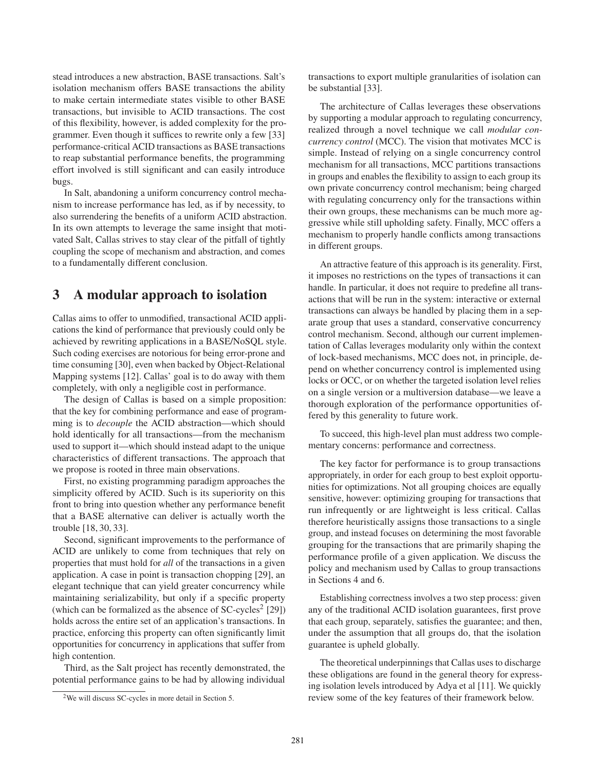stead introduces a new abstraction, BASE transactions. Salt's isolation mechanism offers BASE transactions the ability to make certain intermediate states visible to other BASE transactions, but invisible to ACID transactions. The cost of this flexibility, however, is added complexity for the programmer. Even though it suffices to rewrite only a few [33] performance-critical ACID transactions as BASE transactions to reap substantial performance benefits, the programming effort involved is still significant and can easily introduce bugs.

In Salt, abandoning a uniform concurrency control mechanism to increase performance has led, as if by necessity, to also surrendering the benefits of a uniform ACID abstraction. In its own attempts to leverage the same insight that motivated Salt, Callas strives to stay clear of the pitfall of tightly coupling the scope of mechanism and abstraction, and comes to a fundamentally different conclusion.

# 3 A modular approach to isolation

Callas aims to offer to unmodified, transactional ACID applications the kind of performance that previously could only be achieved by rewriting applications in a BASE/NoSQL style. Such coding exercises are notorious for being error-prone and time consuming [30], even when backed by Object-Relational Mapping systems [12]. Callas' goal is to do away with them completely, with only a negligible cost in performance.

The design of Callas is based on a simple proposition: that the key for combining performance and ease of programming is to *decouple* the ACID abstraction—which should hold identically for all transactions—from the mechanism used to support it—which should instead adapt to the unique characteristics of different transactions. The approach that we propose is rooted in three main observations.

First, no existing programming paradigm approaches the simplicity offered by ACID. Such is its superiority on this front to bring into question whether any performance benefit that a BASE alternative can deliver is actually worth the trouble [18, 30, 33].

Second, significant improvements to the performance of ACID are unlikely to come from techniques that rely on properties that must hold for *all* of the transactions in a given application. A case in point is transaction chopping [29], an elegant technique that can yield greater concurrency while maintaining serializability, but only if a specific property (which can be formalized as the absence of SC-cycles[2] [29]) holds across the entire set of an application's transactions. In practice, enforcing this property can often significantly limit opportunities for concurrency in applications that suffer from high contention.

Third, as the Salt project has recently demonstrated, the potential performance gains to be had by allowing individual transactions to export multiple granularities of isolation can be substantial [33].

The architecture of Callas leverages these observations by supporting a modular approach to regulating concurrency, realized through a novel technique we call *modular concurrency control* (MCC). The vision that motivates MCC is simple. Instead of relying on a single concurrency control mechanism for all transactions, MCC partitions transactions in groups and enables the flexibility to assign to each group its own private concurrency control mechanism; being charged with regulating concurrency only for the transactions within their own groups, these mechanisms can be much more aggressive while still upholding safety. Finally, MCC offers a mechanism to properly handle conflicts among transactions in different groups.

An attractive feature of this approach is its generality. First, it imposes no restrictions on the types of transactions it can handle. In particular, it does not require to predefine all transactions that will be run in the system: interactive or external transactions can always be handled by placing them in a separate group that uses a standard, conservative concurrency control mechanism. Second, although our current implementation of Callas leverages modularity only within the context of lock-based mechanisms, MCC does not, in principle, depend on whether concurrency control is implemented using locks or OCC, or on whether the targeted isolation level relies on a single version or a multiversion database—we leave a thorough exploration of the performance opportunities offered by this generality to future work.

To succeed, this high-level plan must address two complementary concerns: performance and correctness.

The key factor for performance is to group transactions appropriately, in order for each group to best exploit opportunities for optimizations. Not all grouping choices are equally sensitive, however: optimizing grouping for transactions that run infrequently or are lightweight is less critical. Callas therefore heuristically assigns those transactions to a single group, and instead focuses on determining the most favorable grouping for the transactions that are primarily shaping the performance profile of a given application. We discuss the policy and mechanism used by Callas to group transactions in Sections 4 and 6.

Establishing correctness involves a two step process: given any of the traditional ACID isolation guarantees, first prove that each group, separately, satisfies the guarantee; and then, under the assumption that all groups do, that the isolation guarantee is upheld globally.

The theoretical underpinnings that Callas uses to discharge these obligations are found in the general theory for expressing isolation levels introduced by Adya et al [11]. We quickly review some of the key features of their framework below.

[2] We will discuss SC-cycles in more detail in Section 5.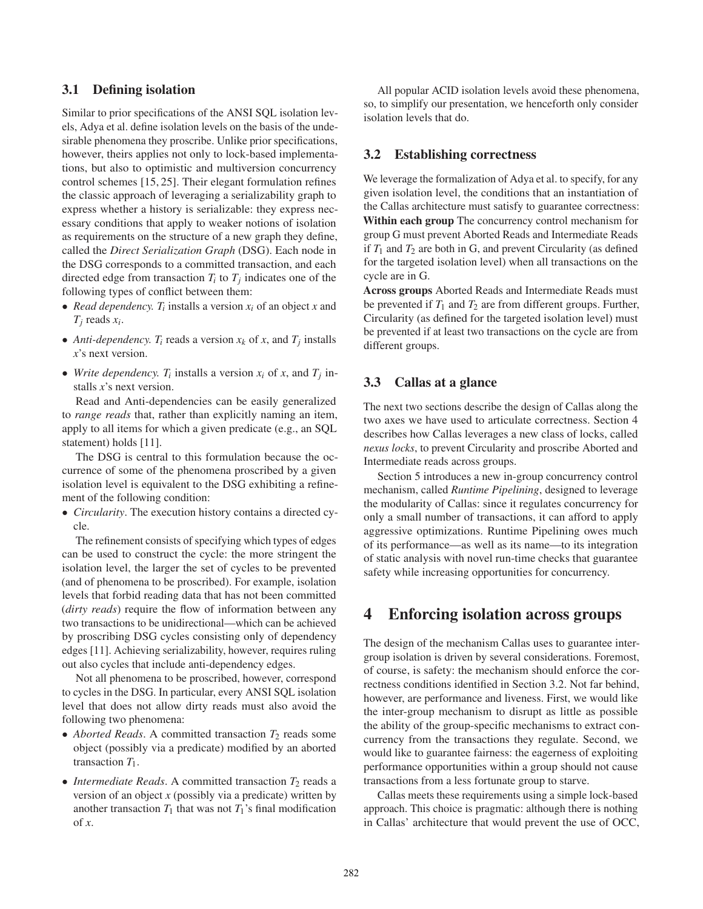### 3.1 Defining isolation

Similar to prior specifications of the ANSI SQL isolation levels, Adya et al. define isolation levels on the basis of the undesirable phenomena they proscribe. Unlike prior specifications, however, theirs applies not only to lock-based implementations, but also to optimistic and multiversion concurrency control schemes [15, 25]. Their elegant formulation refines the classic approach of leveraging a serializability graph to express whether a history is serializable: they express necessary conditions that apply to weaker notions of isolation as requirements on the structure of a new graph they define, called the *Direct Serialization Graph* (DSG). Each node in the DSG corresponds to a committed transaction, and each directed edge from transaction $T_i$ to $T_j$ indicates one of the following types of conflict between them:

- *Read dependency.* $T_i$ installs a version $x_i$ of an object $x$ and $T_j$ reads $x_i$.
- *Anti-dependency.* $T_i$ reads a version $x_k$ of $x$, and $T_j$ installs $x$'s next version.
- *Write dependency.* $T_i$ installs a version $x_i$ of $x$, and $T_j$ installs $x$'s next version.

Read and Anti-dependencies can be easily generalized to *range reads* that, rather than explicitly naming an item, apply to all items for which a given predicate (e.g., an SQL statement) holds [11].

The DSG is central to this formulation because the occurrence of some of the phenomena proscribed by a given isolation level is equivalent to the DSG exhibiting a refinement of the following condition:

- *Circularity*. The execution history contains a directed cycle.

The refinement consists of specifying which types of edges can be used to construct the cycle: the more stringent the isolation level, the larger the set of cycles to be prevented (and of phenomena to be proscribed). For example, isolation levels that forbid reading data that has not been committed (*dirty reads*) require the flow of information between any two transactions to be unidirectional—which can be achieved by proscribing DSG cycles consisting only of dependency edges [11]. Achieving serializability, however, requires ruling out also cycles that include anti-dependency edges.

Not all phenomena to be proscribed, however, correspond to cycles in the DSG. In particular, every ANSI SQL isolation level that does not allow dirty reads must also avoid the following two phenomena:

- *Aborted Reads*. A committed transaction $T_2$ reads some object (possibly via a predicate) modified by an aborted transaction $T_1$.
- *Intermediate Reads*. A committed transaction $T_2$ reads a version of an object $x$ (possibly via a predicate) written by another transaction $T_1$ that was not $T_1$'s final modification of $x$.

All popular ACID isolation levels avoid these phenomena, so, to simplify our presentation, we henceforth only consider isolation levels that do.

### 3.2 Establishing correctness

We leverage the formalization of Adya et al. to specify, for any given isolation level, the conditions that an instantiation of the Callas architecture must satisfy to guarantee correctness:

**Within each group** The concurrency control mechanism for group G must prevent Aborted Reads and Intermediate Reads if $T_1$ and $T_2$ are both in G, and prevent Circularity (as defined for the targeted isolation level) when all transactions on the cycle are in G.

**Across groups** Aborted Reads and Intermediate Reads must be prevented if $T_1$ and $T_2$ are from different groups. Further, Circularity (as defined for the targeted isolation level) must be prevented if at least two transactions on the cycle are from different groups.

### 3.3 Callas at a glance

The next two sections describe the design of Callas along the two axes we have used to articulate correctness. Section 4 describes how Callas leverages a new class of locks, called *nexus locks*, to prevent Circularity and proscribe Aborted and Intermediate reads across groups.

Section 5 introduces a new in-group concurrency control mechanism, called *Runtime Pipelining*, designed to leverage the modularity of Callas: since it regulates concurrency for only a small number of transactions, it can afford to apply aggressive optimizations. Runtime Pipelining owes much of its performance—as well as its name—to its integration of static analysis with novel run-time checks that guarantee safety while increasing opportunities for concurrency.

## 4 Enforcing isolation across groups

The design of the mechanism Callas uses to guarantee inter-group isolation is driven by several considerations. Foremost, of course, is safety: the mechanism should enforce the correctness conditions identified in Section 3.2. Not far behind, however, are performance and liveness. First, we would like the inter-group mechanism to disrupt as little as possible the ability of the group-specific mechanisms to extract concurrency from the transactions they regulate. Second, we would like to guarantee fairness: the eagerness of exploiting performance opportunities within a group should not cause transactions from a less fortunate group to starve.

Callas meets these requirements using a simple lock-based approach. This choice is pragmatic: although there is nothing in Callas' architecture that would prevent the use of OCC,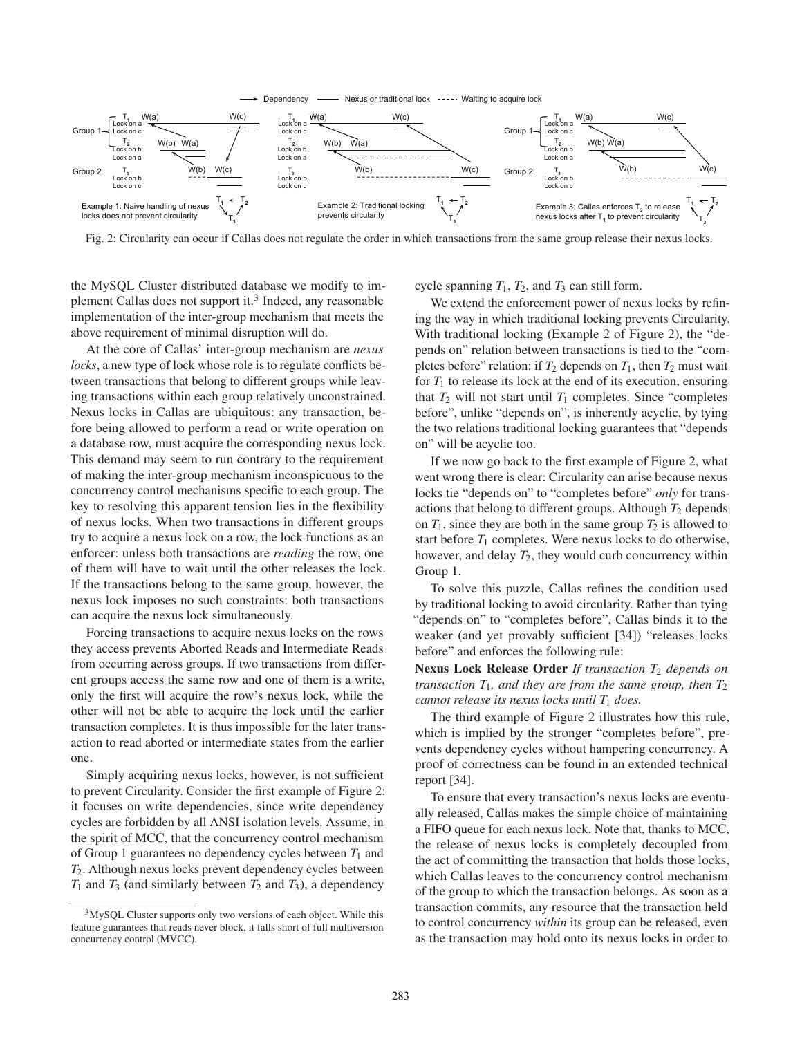Fig. 2: Circularity can occur if Callas does not regulate the order in which transactions from the same group release their nexus locks.

the MySQL Cluster distributed database we modify to implement Callas does not support it.[3] Indeed, any reasonable implementation of the inter-group mechanism that meets the above requirement of minimal disruption will do.

At the core of Callas' inter-group mechanism are *nexus locks*, a new type of lock whose role is to regulate conflicts between transactions that belong to different groups while leaving transactions within each group relatively unconstrained. Nexus locks in Callas are ubiquitous: any transaction, before being allowed to perform a read or write operation on a database row, must acquire the corresponding nexus lock. This demand may seem to run contrary to the requirement of making the inter-group mechanism inconspicuous to the concurrency control mechanisms specific to each group. The key to resolving this apparent tension lies in the flexibility of nexus locks. When two transactions in different groups try to acquire a nexus lock on a row, the lock functions as an enforcer: unless both transactions are *reading* the row, one of them will have to wait until the other releases the lock. If the transactions belong to the same group, however, the nexus lock imposes no such constraints: both transactions can acquire the nexus lock simultaneously.

Forcing transactions to acquire nexus locks on the rows they access prevents Aborted Reads and Intermediate Reads from occurring across groups. If two transactions from different groups access the same row and one of them is a write, only the first will acquire the row's nexus lock, while the other will not be able to acquire the lock until the earlier transaction completes. It is thus impossible for the later transaction to read aborted or intermediate states from the earlier one.

Simply acquiring nexus locks, however, is not sufficient to prevent Circularity. Consider the first example of Figure 2: it focuses on write dependencies, since write dependency cycles are forbidden by all ANSI isolation levels. Assume, in the spirit of MCC, that the concurrency control mechanism of Group 1 guarantees no dependency cycles between $T_1$ and $T_2$. Although nexus locks prevent dependency cycles between $T_1$ and $T_3$ (and similarly between $T_2$ and $T_3$), a dependency cycle spanning $T_1$, $T_2$, and $T_3$ can still form.

We extend the enforcement power of nexus locks by refining the way in which traditional locking prevents Circularity. With traditional locking (Example 2 of Figure 2), the "depends on" relation between transactions is tied to the "completes before" relation: if $T_2$ depends on $T_1$, then $T_2$ must wait for $T_1$ to release its lock at the end of its execution, ensuring that $T_2$ will not start until $T_1$ completes. Since "completes before", unlike "depends on", is inherently acyclic, by tying the two relations traditional locking guarantees that "depends on" will be acyclic too.

If we now go back to the first example of Figure 2, what went wrong there is clear: Circularity can arise because nexus locks tie "depends on" to "completes before" *only* for transactions that belong to different groups. Although $T_2$ depends on $T_1$, since they are both in the same group $T_2$ is allowed to start before $T_1$ completes. Were nexus locks to do otherwise, however, and delay $T_2$, they would curb concurrency within Group 1.

To solve this puzzle, Callas refines the condition used by traditional locking to avoid circularity. Rather than tying "depends on" to "completes before", Callas binds it to the weaker (and yet provably sufficient [34]) "releases locks before" and enforces the following rule:

**Nexus Lock Release Order** *If transaction $T_2$ depends on transaction $T_1$, and they are from the same group, then $T_2$ cannot release its nexus locks until $T_1$ does.*

The third example of Figure 2 illustrates how this rule, which is implied by the stronger "completes before", prevents dependency cycles without hampering concurrency. A proof of correctness can be found in an extended technical report [34].

To ensure that every transaction's nexus locks are eventually released, Callas makes the simple choice of maintaining a FIFO queue for each nexus lock. Note that, thanks to MCC, the release of nexus locks is completely decoupled from the act of committing the transaction that holds those locks, which Callas leaves to the concurrency control mechanism of the group to which the transaction belongs. As soon as a transaction commits, any resource that the transaction held to control concurrency *within* its group can be released, even as the transaction may hold onto its nexus locks in order to

[3] MySQL Cluster supports only two versions of each object. While this feature guarantees that reads never block, it falls short of full multiversion concurrency control (MVCC).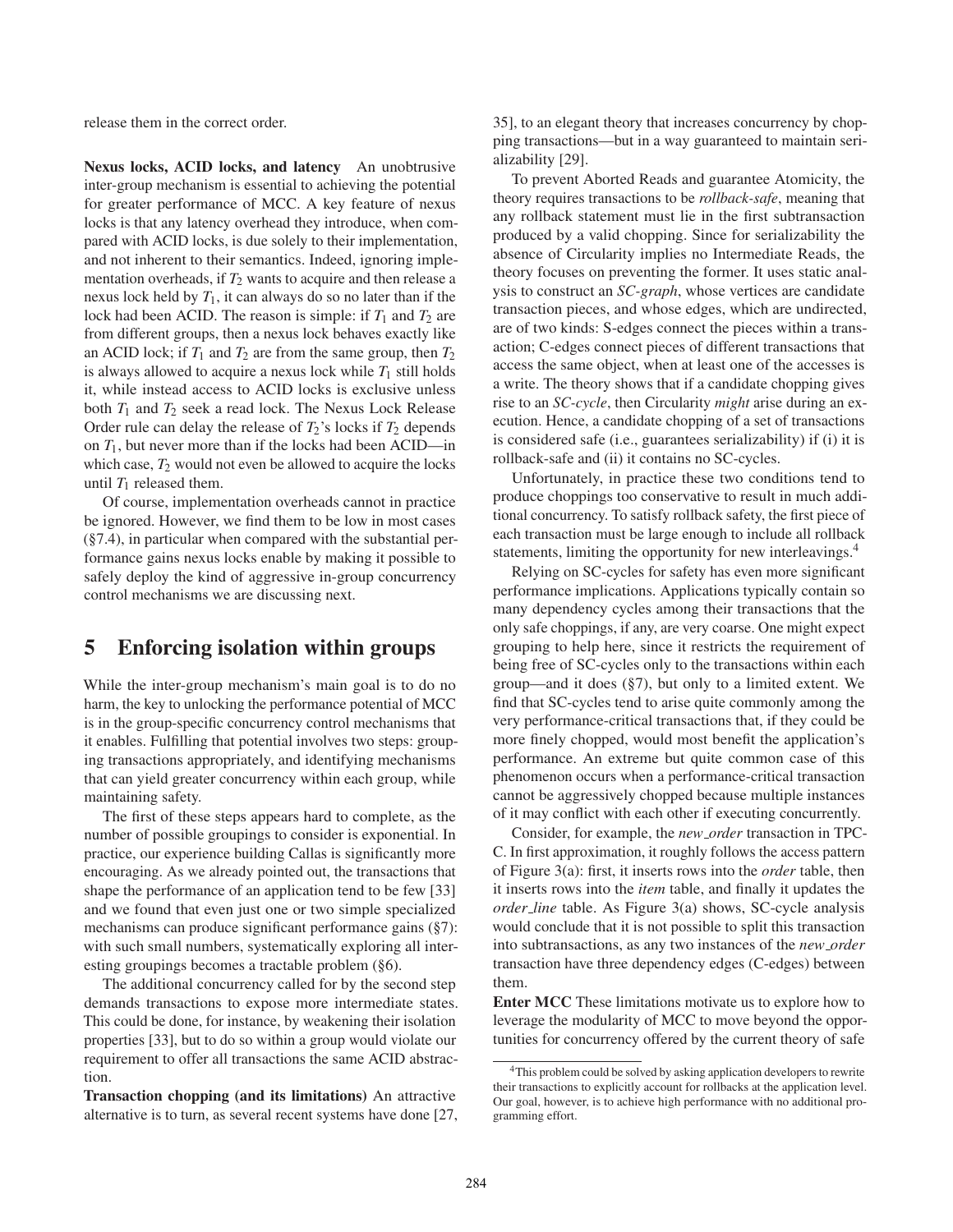release them in the correct order.

**Nexus locks, ACID locks, and latency** An unobtrusive inter-group mechanism is essential to achieving the potential for greater performance of MCC. A key feature of nexus locks is that any latency overhead they introduce, when compared with ACID locks, is due solely to their implementation, and not inherent to their semantics. Indeed, ignoring implementation overheads, if $T_2$ wants to acquire and then release a nexus lock held by $T_1$, it can always do so no later than if the lock had been ACID. The reason is simple: if $T_1$ and $T_2$ are from different groups, then a nexus lock behaves exactly like an ACID lock; if $T_1$ and $T_2$ are from the same group, then $T_2$ is always allowed to acquire a nexus lock while $T_1$ still holds it, while instead access to ACID locks is exclusive unless both $T_1$ and $T_2$ seek a read lock. The Nexus Lock Release Order rule can delay the release of $T_2$'s locks if $T_2$ depends on $T_1$, but never more than if the locks had been ACID—in which case, $T_2$ would not even be allowed to acquire the locks until $T_1$ released them.

Of course, implementation overheads cannot in practice be ignored. However, we find them to be low in most cases (§7.4), in particular when compared with the substantial performance gains nexus locks enable by making it possible to safely deploy the kind of aggressive in-group concurrency control mechanisms we are discussing next.

## 5 Enforcing isolation within groups

While the inter-group mechanism's main goal is to do no harm, the key to unlocking the performance potential of MCC is in the group-specific concurrency control mechanisms that it enables. Fulfilling that potential involves two steps: grouping transactions appropriately, and identifying mechanisms that can yield greater concurrency within each group, while maintaining safety.

The first of these steps appears hard to complete, as the number of possible groupings to consider is exponential. In practice, our experience building Callas is significantly more encouraging. As we already pointed out, the transactions that shape the performance of an application tend to be few [33] and we found that even just one or two simple specialized mechanisms can produce significant performance gains (§7): with such small numbers, systematically exploring all interesting groupings becomes a tractable problem (§6).

The additional concurrency called for by the second step demands transactions to expose more intermediate states. This could be done, for instance, by weakening their isolation properties [33], but to do so within a group would violate our requirement to offer all transactions the same ACID abstraction.

**Transaction chopping (and its limitations)** An attractive alternative is to turn, as several recent systems have done [27, 35], to an elegant theory that increases concurrency by chopping transactions—but in a way guaranteed to maintain serializability [29].

To prevent Aborted Reads and guarantee Atomicity, the theory requires transactions to be *rollback-safe*, meaning that any rollback statement must lie in the first subtransaction produced by a valid chopping. Since for serializability the absence of Circularity implies no Intermediate Reads, the theory focuses on preventing the former. It uses static analysis to construct an *SC-graph*, whose vertices are candidate transaction pieces, and whose edges, which are undirected, are of two kinds: S-edges connect the pieces within a transaction; C-edges connect pieces of different transactions that access the same object, when at least one of the accesses is a write. The theory shows that if a candidate chopping gives rise to an *SC-cycle*, then Circularity *might* arise during an execution. Hence, a candidate chopping of a set of transactions is considered safe (i.e., guarantees serializability) if (i) it is rollback-safe and (ii) it contains no SC-cycles.

Unfortunately, in practice these two conditions tend to produce choppings too conservative to result in much additional concurrency. To satisfy rollback safety, the first piece of each transaction must be large enough to include all rollback statements, limiting the opportunity for new interleavings.[4]

Relying on SC-cycles for safety has even more significant performance implications. Applications typically contain so many dependency cycles among their transactions that the only safe choppings, if any, are very coarse. One might expect grouping to help here, since it restricts the requirement of being free of SC-cycles only to the transactions within each group—and it does (§7), but only to a limited extent. We find that SC-cycles tend to arise quite commonly among the very performance-critical transactions that, if they could be more finely chopped, would most benefit the application's performance. An extreme but quite common case of this phenomenon occurs when a performance-critical transaction cannot be aggressively chopped because multiple instances of it may conflict with each other if executing concurrently.

Consider, for example, the *new_order* transaction in TPC-C. In first approximation, it roughly follows the access pattern of Figure 3(a): first, it inserts rows into the *order* table, then it inserts rows into the *item* table, and finally it updates the *order_line* table. As Figure 3(a) shows, SC-cycle analysis would conclude that it is not possible to split this transaction into subtransactions, as any two instances of the *new_order* transaction have three dependency edges (C-edges) between them.

**Enter MCC** These limitations motivate us to explore how to leverage the modularity of MCC to move beyond the opportunities for concurrency offered by the current theory of safe

[4] This problem could be solved by asking application developers to rewrite their transactions to explicitly account for rollbacks at the application level. Our goal, however, is to achieve high performance with no additional programming effort.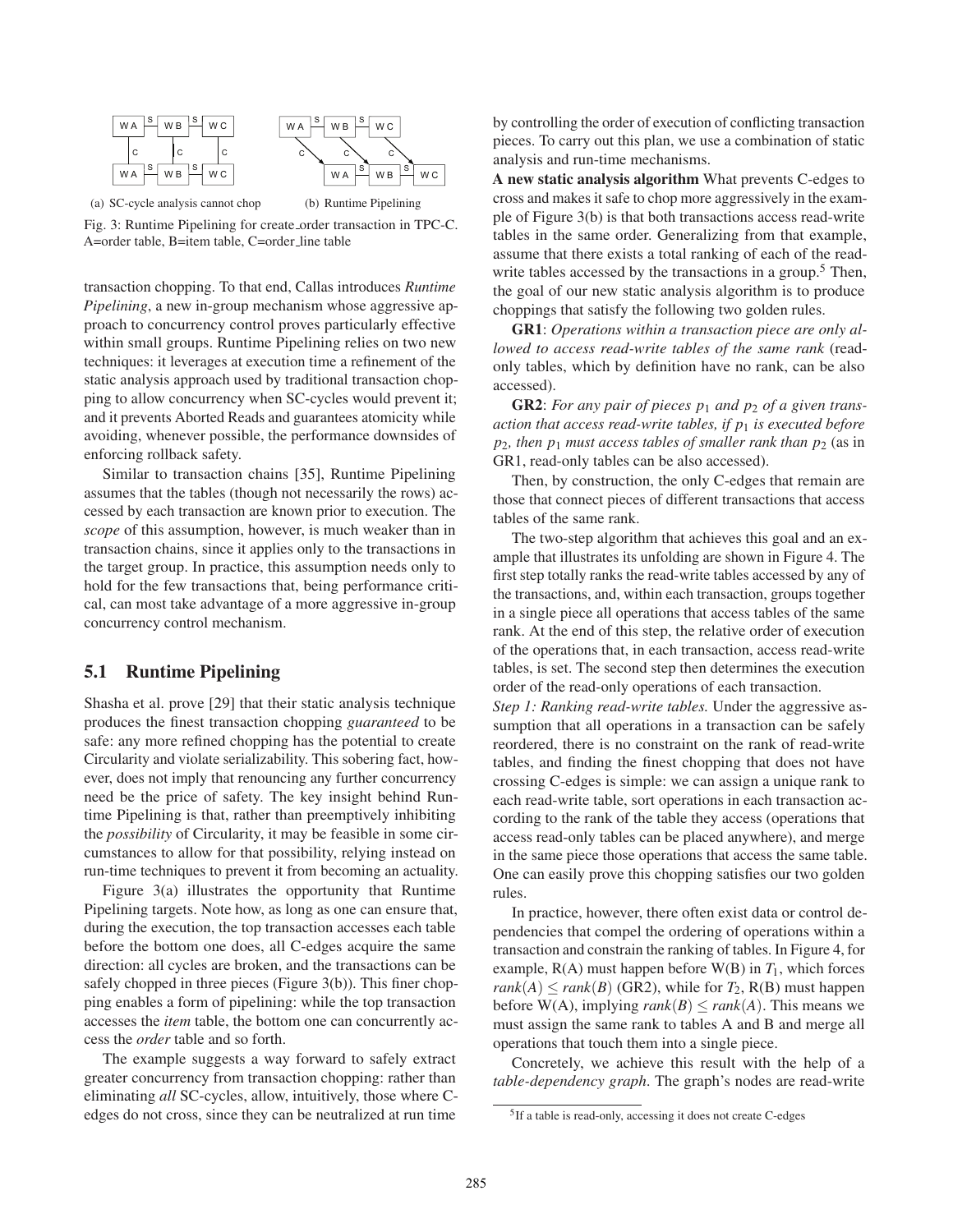(a) SC-cycle analysis cannot chop (b) Runtime Pipelining

Fig. 3: Runtime Pipelining for create_order transaction in TPC-C. A=order table, B=item table, C=order_line table

transaction chopping. To that end, Callas introduces *Runtime Pipelining*, a new in-group mechanism whose aggressive approach to concurrency control proves particularly effective within small groups. Runtime Pipelining relies on two new techniques: it leverages at execution time a refinement of the static analysis approach used by traditional transaction chopping to allow concurrency when SC-cycles would prevent it; and it prevents Aborted Reads and guarantees atomicity while avoiding, whenever possible, the performance downsides of enforcing rollback safety.

Similar to transaction chains [35], Runtime Pipelining assumes that the tables (though not necessarily the rows) accessed by each transaction are known prior to execution. The *scope* of this assumption, however, is much weaker than in transaction chains, since it applies only to the transactions in the target group. In practice, this assumption needs only to hold for the few transactions that, being performance critical, can most take advantage of a more aggressive in-group concurrency control mechanism.

## 5.1 Runtime Pipelining

Shasha et al. prove [29] that their static analysis technique produces the finest transaction chopping *guaranteed* to be safe: any more refined chopping has the potential to create Circularity and violate serializability. This sobering fact, however, does not imply that renouncing any further concurrency need be the price of safety. The key insight behind Runtime Pipelining is that, rather than preemptively inhibiting the *possibility* of Circularity, it may be feasible in some circumstances to allow for that possibility, relying instead on run-time techniques to prevent it from becoming an actuality.

Figure 3(a) illustrates the opportunity that Runtime Pipelining targets. Note how, as long as one can ensure that, during the execution, the top transaction accesses each table before the bottom one does, all C-edges acquire the same direction: all cycles are broken, and the transactions can be safely chopped in three pieces (Figure 3(b)). This finer chopping enables a form of pipelining: while the top transaction accesses the *item* table, the bottom one can concurrently access the *order* table and so forth.

The example suggests a way forward to safely extract greater concurrency from transaction chopping: rather than eliminating *all* SC-cycles, allow, intuitively, those where C-edges do not cross, since they can be neutralized at run time by controlling the order of execution of conflicting transaction pieces. To carry out this plan, we use a combination of static analysis and run-time mechanisms.

**A new static analysis algorithm** What prevents C-edges to cross and makes it safe to chop more aggressively in the example of Figure 3(b) is that both transactions access read-write tables in the same order. Generalizing from that example, assume that there exists a total ranking of each of the read-write tables accessed by the transactions in a group.[5] Then, the goal of our new static analysis algorithm is to produce choppings that satisfy the following two golden rules.

**GR1**: *Operations within a transaction piece are only allowed to access read-write tables of the same rank* (read-only tables, which by definition have no rank, can be also accessed).

**GR2**: *For any pair of pieces $p_1$ and $p_2$ of a given transaction that access read-write tables, if $p_1$ is executed before $p_2$, then $p_1$ must access tables of smaller rank than $p_2$* (as in GR1, read-only tables can be also accessed).

Then, by construction, the only C-edges that remain are those that connect pieces of different transactions that access tables of the same rank.

The two-step algorithm that achieves this goal and an example that illustrates its unfolding are shown in Figure 4. The first step totally ranks the read-write tables accessed by any of the transactions, and, within each transaction, groups together in a single piece all operations that access tables of the same rank. At the end of this step, the relative order of execution of the operations that, in each transaction, access read-write tables, is set. The second step then determines the execution order of the read-only operations of each transaction.

*Step 1: Ranking read-write tables.* Under the aggressive assumption that all operations in a transaction can be safely reordered, there is no constraint on the rank of read-write tables, and finding the finest chopping that does not have crossing C-edges is simple: we can assign a unique rank to each read-write table, sort operations in each transaction according to the rank of the table they access (operations that access read-only tables can be placed anywhere), and merge in the same piece those operations that access the same table. One can easily prove this chopping satisfies our two golden rules.

In practice, however, there often exist data or control dependencies that compel the ordering of operations within a transaction and constrain the ranking of tables. In Figure 4, for example, R(A) must happen before W(B) in $T_1$, which forces $rank(A) \leq rank(B)$ (GR2), while for $T_2$, R(B) must happen before W(A), implying $rank(B) \leq rank(A)$. This means we must assign the same rank to tables A and B and merge all operations that touch them into a single piece.

Concretely, we achieve this result with the help of a *table-dependency graph*. The graph's nodes are read-write

[5] If a table is read-only, accessing it does not create C-edges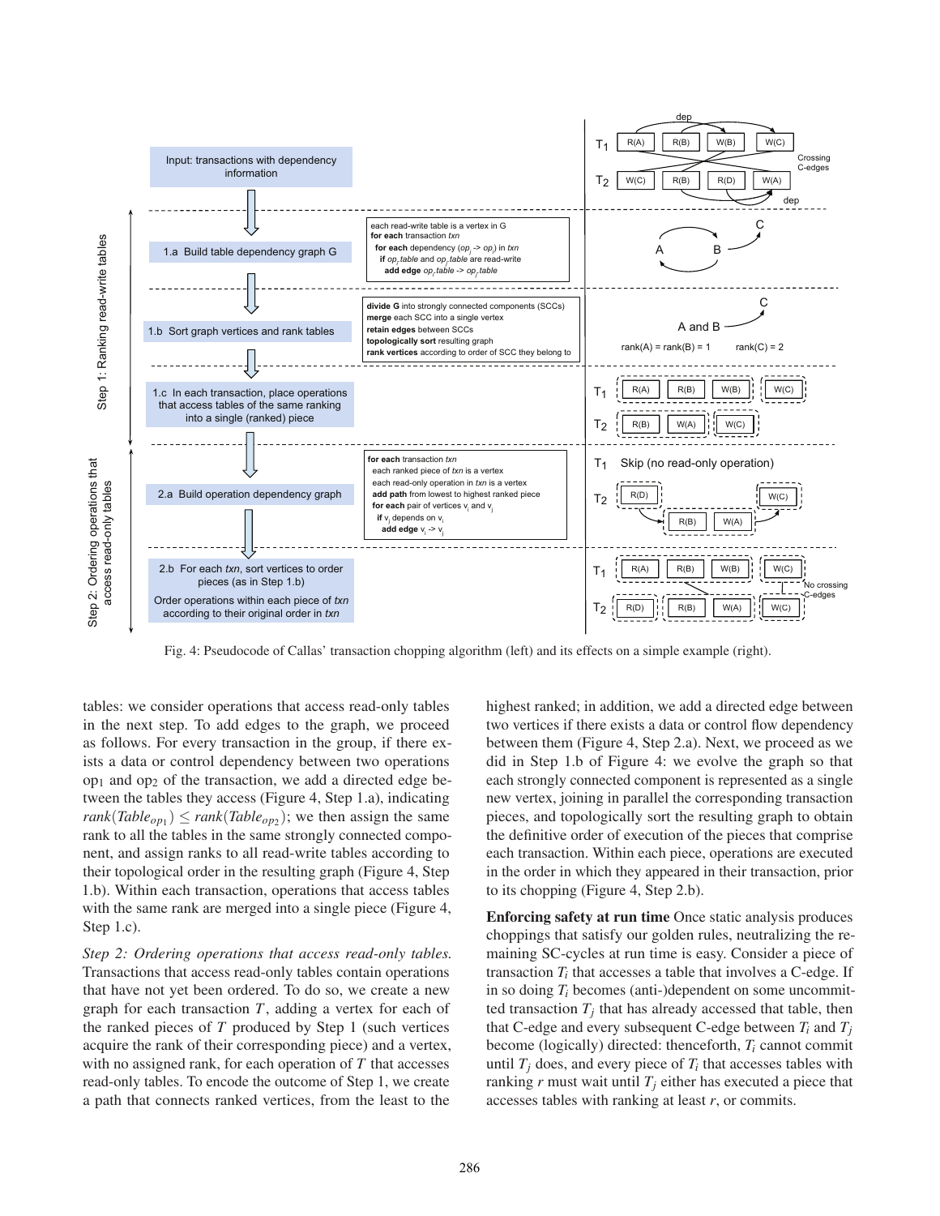Fig. 4: Pseudocode of Callas' transaction chopping algorithm (left) and its effects on a simple example (right).

tables: we consider operations that access read-only tables in the next step. To add edges to the graph, we proceed as follows. For every transaction in the group, if there exists a data or control dependency between two operations $op_1$ and $op_2$ of the transaction, we add a directed edge between the tables they access (Figure 4, Step 1.a), indicating $rank(Table_{op_1}) \leq rank(Table_{op_2})$; we then assign the same rank to all the tables in the same strongly connected component, and assign ranks to all read-write tables according to their topological order in the resulting graph (Figure 4, Step 1.b). Within each transaction, operations that access tables with the same rank are merged into a single piece (Figure 4, Step 1.c).

*Step 2: Ordering operations that access read-only tables.* Transactions that access read-only tables contain operations that have not yet been ordered. To do so, we create a new graph for each transaction $T$, adding a vertex for each of the ranked pieces of $T$ produced by Step 1 (such vertices acquire the rank of their corresponding piece) and a vertex, with no assigned rank, for each operation of $T$ that accesses read-only tables. To encode the outcome of Step 1, we create a path that connects ranked vertices, from the least to the highest ranked; in addition, we add a directed edge between two vertices if there exists a data or control flow dependency between them (Figure 4, Step 2.a). Next, we proceed as we did in Step 1.b of Figure 4: we evolve the graph so that each strongly connected component is represented as a single new vertex, joining in parallel the corresponding transaction pieces, and topologically sort the resulting graph to obtain the definitive order of execution of the pieces that comprise each transaction. Within each piece, operations are executed in the order in which they appeared in their transaction, prior to its chopping (Figure 4, Step 2.b).

**Enforcing safety at run time** Once static analysis produces choppings that satisfy our golden rules, neutralizing the remaining SC-cycles at run time is easy. Consider a piece of transaction $T_i$ that accesses a table that involves a C-edge. If in so doing $T_i$ becomes (anti-)dependent on some uncommitted transaction $T_j$ that has already accessed that table, then that C-edge and every subsequent C-edge between $T_i$ and $T_j$ become (logically) directed: thenceforth, $T_i$ cannot commit until $T_j$ does, and every piece of $T_i$ that accesses tables with ranking $r$ must wait until $T_j$ either has executed a piece that accesses tables with ranking at least $r$, or commits.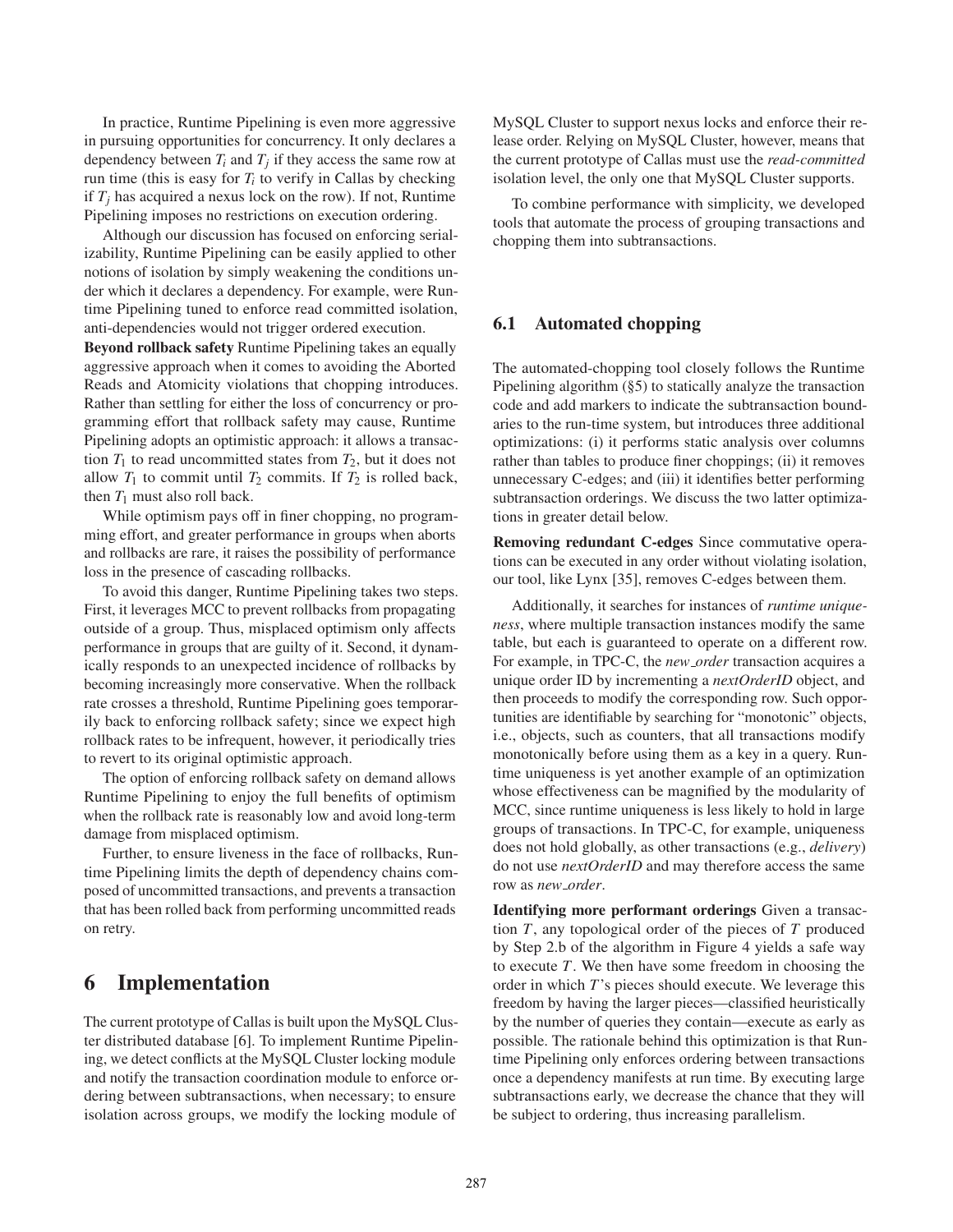In practice, Runtime Pipelining is even more aggressive in pursuing opportunities for concurrency. It only declares a dependency between $T_i$ and $T_j$ if they access the same row at run time (this is easy for $T_i$ to verify in Callas by checking if $T_j$ has acquired a nexus lock on the row). If not, Runtime Pipelining imposes no restrictions on execution ordering.

Although our discussion has focused on enforcing serializability, Runtime Pipelining can be easily applied to other notions of isolation by simply weakening the conditions under which it declares a dependency. For example, were Runtime Pipelining tuned to enforce read committed isolation, anti-dependencies would not trigger ordered execution.

**Beyond rollback safety** Runtime Pipelining takes an equally aggressive approach when it comes to avoiding the Aborted Reads and Atomicity violations that chopping introduces. Rather than settling for either the loss of concurrency or programming effort that rollback safety may cause, Runtime Pipelining adopts an optimistic approach: it allows a transaction $T_1$ to read uncommitted states from $T_2$, but it does not allow $T_1$ to commit until $T_2$ commits. If $T_2$ is rolled back, then $T_1$ must also roll back.

While optimism pays off in finer chopping, no programming effort, and greater performance in groups when aborts and rollbacks are rare, it raises the possibility of performance loss in the presence of cascading rollbacks.

To avoid this danger, Runtime Pipelining takes two steps. First, it leverages MCC to prevent rollbacks from propagating outside of a group. Thus, misplaced optimism only affects performance in groups that are guilty of it. Second, it dynamically responds to an unexpected incidence of rollbacks by becoming increasingly more conservative. When the rollback rate crosses a threshold, Runtime Pipelining goes temporarily back to enforcing rollback safety; since we expect high rollback rates to be infrequent, however, it periodically tries to revert to its original optimistic approach.

The option of enforcing rollback safety on demand allows Runtime Pipelining to enjoy the full benefits of optimism when the rollback rate is reasonably low and avoid long-term damage from misplaced optimism.

Further, to ensure liveness in the face of rollbacks, Runtime Pipelining limits the depth of dependency chains composed of uncommitted transactions, and prevents a transaction that has been rolled back from performing uncommitted reads on retry.

# 6 Implementation

The current prototype of Callas is built upon the MySQL Cluster distributed database [6]. To implement Runtime Pipelining, we detect conflicts at the MySQL Cluster locking module and notify the transaction coordination module to enforce ordering between subtransactions, when necessary; to ensure isolation across groups, we modify the locking module of MySQL Cluster to support nexus locks and enforce their release order. Relying on MySQL Cluster, however, means that the current prototype of Callas must use the *read-committed* isolation level, the only one that MySQL Cluster supports.

To combine performance with simplicity, we developed tools that automate the process of grouping transactions and chopping them into subtransactions.

## 6.1 Automated chopping

The automated-chopping tool closely follows the Runtime Pipelining algorithm (§5) to statically analyze the transaction code and add markers to indicate the subtransaction boundaries to the run-time system, but introduces three additional optimizations: (i) it performs static analysis over columns rather than tables to produce finer choppings; (ii) it removes unnecessary C-edges; and (iii) it identifies better performing subtransaction orderings. We discuss the two latter optimizations in greater detail below.

**Removing redundant C-edges** Since commutative operations can be executed in any order without violating isolation, our tool, like Lynx [35], removes C-edges between them.

Additionally, it searches for instances of *runtime uniqueness*, where multiple transaction instances modify the same table, but each is guaranteed to operate on a different row. For example, in TPC-C, the *new_order* transaction acquires a unique order ID by incrementing a *nextOrderID* object, and then proceeds to modify the corresponding row. Such opportunities are identifiable by searching for "monotonic" objects, i.e., objects, such as counters, that all transactions modify monotonically before using them as a key in a query. Runtime uniqueness is yet another example of an optimization whose effectiveness can be magnified by the modularity of MCC, since runtime uniqueness is less likely to hold in large groups of transactions. In TPC-C, for example, uniqueness does not hold globally, as other transactions (e.g., *delivery*) do not use *nextOrderID* and may therefore access the same row as *new_order*.

**Identifying more performant orderings** Given a transaction $T$, any topological order of the pieces of $T$ produced by Step 2.b of the algorithm in Figure 4 yields a safe way to execute $T$. We then have some freedom in choosing the order in which $T$'s pieces should execute. We leverage this freedom by having the larger pieces—classified heuristically by the number of queries they contain—execute as early as possible. The rationale behind this optimization is that Runtime Pipelining only enforces ordering between transactions once a dependency manifests at run time. By executing large subtransactions early, we decrease the chance that they will be subject to ordering, thus increasing parallelism.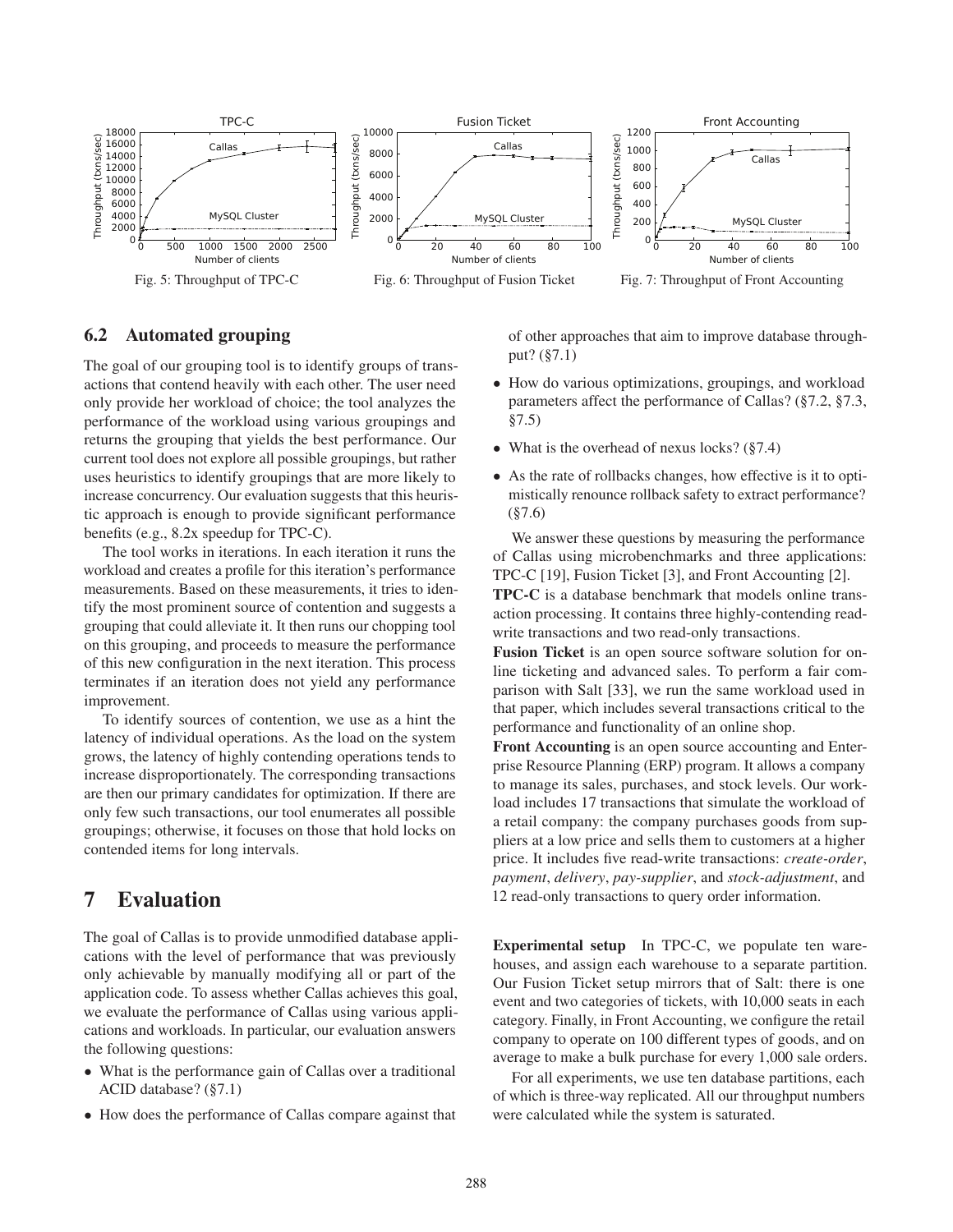Fig. 5: Throughput of TPC-C

Fig. 6: Throughput of Fusion Ticket

Fig. 7: Throughput of Front Accounting

### 6.2 Automated grouping

The goal of our grouping tool is to identify groups of transactions that contend heavily with each other. The user need only provide her workload of choice; the tool analyzes the performance of the workload using various groupings and returns the grouping that yields the best performance. Our current tool does not explore all possible groupings, but rather uses heuristics to identify groupings that are more likely to increase concurrency. Our evaluation suggests that this heuristic approach is enough to provide significant performance benefits (e.g., 8.2x speedup for TPC-C).

The tool works in iterations. In each iteration it runs the workload and creates a profile for this iteration's performance measurements. Based on these measurements, it tries to identify the most prominent source of contention and suggests a grouping that could alleviate it. It then runs our chopping tool on this grouping, and proceeds to measure the performance of this new configuration in the next iteration. This process terminates if an iteration does not yield any performance improvement.

To identify sources of contention, we use as a hint the latency of individual operations. As the load on the system grows, the latency of highly contending operations tends to increase disproportionately. The corresponding transactions are then our primary candidates for optimization. If there are only few such transactions, our tool enumerates all possible groupings; otherwise, it focuses on those that hold locks on contended items for long intervals.

## 7 Evaluation

The goal of Callas is to provide unmodified database applications with the level of performance that was previously only achievable by manually modifying all or part of the application code. To assess whether Callas achieves this goal, we evaluate the performance of Callas using various applications and workloads. In particular, our evaluation answers the following questions:

- What is the performance gain of Callas over a traditional ACID database? (§7.1)
- How does the performance of Callas compare against that of other approaches that aim to improve database throughput? (§7.1)
- How do various optimizations, groupings, and workload parameters affect the performance of Callas? (§7.2, §7.3, §7.5)
- What is the overhead of nexus locks? (§7.4)
- As the rate of rollbacks changes, how effective is it to optimistically renounce rollback safety to extract performance? (§7.6)

We answer these questions by measuring the performance of Callas using microbenchmarks and three applications: TPC-C [19], Fusion Ticket [3], and Front Accounting [2].

**TPC-C** is a database benchmark that models online transaction processing. It contains three highly-contending read-write transactions and two read-only transactions.

**Fusion Ticket** is an open source software solution for online ticketing and advanced sales. To perform a fair comparison with Salt [33], we run the same workload used in that paper, which includes several transactions critical to the performance and functionality of an online shop.

**Front Accounting** is an open source accounting and Enterprise Resource Planning (ERP) program. It allows a company to manage its sales, purchases, and stock levels. Our workload includes 17 transactions that simulate the workload of a retail company: the company purchases goods from suppliers at a low price and sells them to customers at a higher price. It includes five read-write transactions: *create-order*, *payment*, *delivery*, *pay-supplier*, and *stock-adjustment*, and 12 read-only transactions to query order information.

**Experimental setup** In TPC-C, we populate ten warehouses, and assign each warehouse to a separate partition. Our Fusion Ticket setup mirrors that of Salt: there is one event and two categories of tickets, with 10,000 seats in each category. Finally, in Front Accounting, we configure the retail company to operate on 100 different types of goods, and on average to make a bulk purchase for every 1,000 sale orders.

For all experiments, we use ten database partitions, each of which is three-way replicated. All our throughput numbers were calculated while the system is saturated.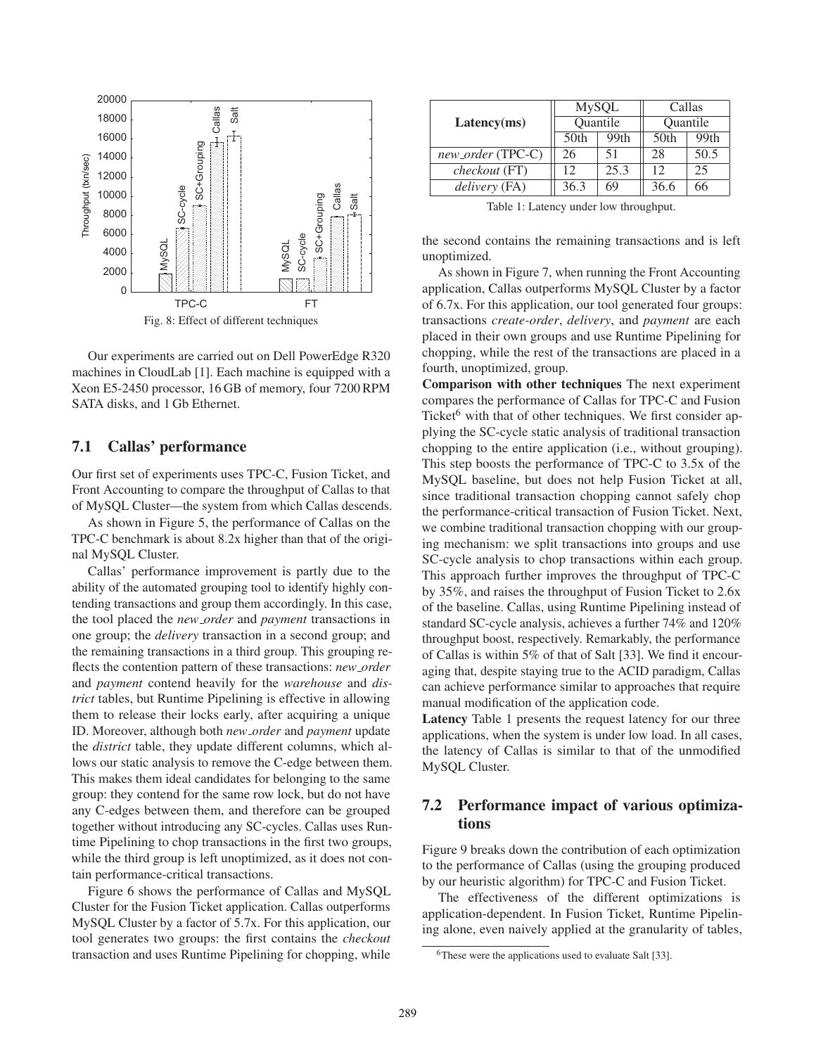Fig. 8: Effect of different techniques

Our experiments are carried out on Dell PowerEdge R320 machines in CloudLab [1]. Each machine is equipped with a Xeon E5-2450 processor, 16 GB of memory, four 7200 RPM SATA disks, and 1 Gb Ethernet.

## 7.1 Callas' performance

Our first set of experiments uses TPC-C, Fusion Ticket, and Front Accounting to compare the throughput of Callas to that of MySQL Cluster—the system from which Callas descends.

As shown in Figure 5, the performance of Callas on the TPC-C benchmark is about 8.2x higher than that of the original MySQL Cluster.

Callas' performance improvement is partly due to the ability of the automated grouping tool to identify highly contending transactions and group them accordingly. In this case, the tool placed the *new_order* and *payment* transactions in one group; the *delivery* transaction in a second group; and the remaining transactions in a third group. This grouping reflects the contention pattern of these transactions: *new_order* and *payment* contend heavily for the *warehouse* and *district* tables, but Runtime Pipelining is effective in allowing them to release their locks early, after acquiring a unique ID. Moreover, although both *new_order* and *payment* update the *district* table, they update different columns, which allows our static analysis to remove the C-edge between them. This makes them ideal candidates for belonging to the same group: they contend for the same row lock, but do not have any C-edges between them, and therefore can be grouped together without introducing any SC-cycles. Callas uses Runtime Pipelining to chop transactions in the first two groups, while the third group is left unoptimized, as it does not contain performance-critical transactions.

Figure 6 shows the performance of Callas and MySQL Cluster for the Fusion Ticket application. Callas outperforms MySQL Cluster by a factor of 5.7x. For this application, our tool generates two groups: the first contains the *checkout* transaction and uses Runtime Pipelining for chopping, while the second contains the remaining transactions and is left unoptimized.

| Latency(ms) | MySQL | | Callas | |
|---|---|---|---|---|
| | Quantile | | Quantile | |
| | 50th | 99th | 50th | 99th |
| *new_order* (TPC-C) | 26 | 51 | 28 | 50.5 |
| *checkout* (FT) | 12 | 25.3 | 12 | 25 |
| *delivery* (FA) | 36.3 | 69 | 36.6 | 66 |

Table 1: Latency under low throughput.

As shown in Figure 7, when running the Front Accounting application, Callas outperforms MySQL Cluster by a factor of 6.7x. For this application, our tool generated four groups: transactions *create-order*, *delivery*, and *payment* are each placed in their own groups and use Runtime Pipelining for chopping, while the rest of the transactions are placed in a fourth, unoptimized, group.

**Comparison with other techniques** The next experiment compares the performance of Callas for TPC-C and Fusion Ticket[6] with that of other techniques. We first consider applying the SC-cycle static analysis of traditional transaction chopping to the entire application (i.e., without grouping). This step boosts the performance of TPC-C to 3.5x of the MySQL baseline, but does not help Fusion Ticket at all, since traditional transaction chopping cannot safely chop the performance-critical transaction of Fusion Ticket. Next, we combine traditional transaction chopping with our grouping mechanism: we split transactions into groups and use SC-cycle analysis to chop transactions within each group. This approach further improves the throughput of TPC-C by 35%, and raises the throughput of Fusion Ticket to 2.6x of the baseline. Callas, using Runtime Pipelining instead of standard SC-cycle analysis, achieves a further 74% and 120% throughput boost, respectively. Remarkably, the performance of Callas is within 5% of that of Salt [33]. We find it encouraging that, despite staying true to the ACID paradigm, Callas can achieve performance similar to approaches that require manual modification of the application code.

**Latency** Table 1 presents the request latency for our three applications, when the system is under low load. In all cases, the latency of Callas is similar to that of the unmodified MySQL Cluster.

## 7.2 Performance impact of various optimizations

Figure 9 breaks down the contribution of each optimization to the performance of Callas (using the grouping produced by our heuristic algorithm) for TPC-C and Fusion Ticket.

The effectiveness of the different optimizations is application-dependent. In Fusion Ticket, Runtime Pipelining alone, even naively applied at the granularity of tables,

[6] These were the applications used to evaluate Salt [33].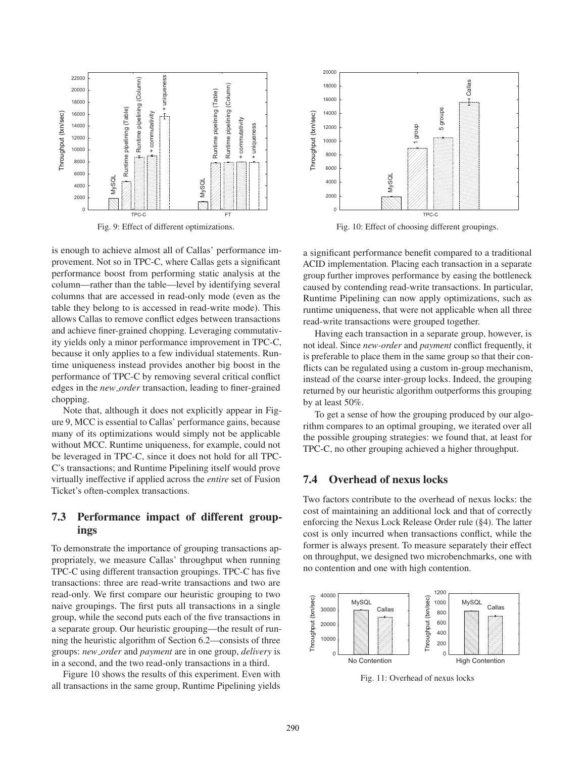Fig. 9: Effect of different optimizations.

Fig. 10: Effect of choosing different groupings.

is enough to achieve almost all of Callas' performance improvement. Not so in TPC-C, where Callas gets a significant performance boost from performing static analysis at the column—rather than the table—level by identifying several columns that are accessed in read-only mode (even as the table they belong to is accessed in read-write mode). This allows Callas to remove conflict edges between transactions and achieve finer-grained chopping. Leveraging commutativity yields only a minor performance improvement in TPC-C, because it only applies to a few individual statements. Runtime uniqueness instead provides another big boost in the performance of TPC-C by removing several critical conflict edges in the *new_order* transaction, leading to finer-grained chopping.

Note that, although it does not explicitly appear in Figure 9, MCC is essential to Callas' performance gains, because many of its optimizations would simply not be applicable without MCC. Runtime uniqueness, for example, could not be leveraged in TPC-C, since it does not hold for all TPC-C's transactions; and Runtime Pipelining itself would prove virtually ineffective if applied across the *entire* set of Fusion Ticket's often-complex transactions.

## 7.3 Performance impact of different groupings

To demonstrate the importance of grouping transactions appropriately, we measure Callas' throughput when running TPC-C using different transaction groupings. TPC-C has five transactions: three are read-write transactions and two are read-only. We first compare our heuristic grouping to two naive groupings. The first puts all transactions in a single group, while the second puts each of the five transactions in a separate group. Our heuristic grouping—the result of running the heuristic algorithm of Section 6.2—consists of three groups: *new_order* and *payment* are in one group, *delivery* is in a second, and the two read-only transactions in a third.

Figure 10 shows the results of this experiment. Even with all transactions in the same group, Runtime Pipelining yields a significant performance benefit compared to a traditional ACID implementation. Placing each transaction in a separate group further improves performance by easing the bottleneck caused by contending read-write transactions. In particular, Runtime Pipelining can now apply optimizations, such as runtime uniqueness, that were not applicable when all three read-write transactions were grouped together.

Having each transaction in a separate group, however, is not ideal. Since *new-order* and *payment* conflict frequently, it is preferable to place them in the same group so that their conflicts can be regulated using a custom in-group mechanism, instead of the coarse inter-group locks. Indeed, the grouping returned by our heuristic algorithm outperforms this grouping by at least 50%.

To get a sense of how the grouping produced by our algorithm compares to an optimal grouping, we iterated over all the possible grouping strategies: we found that, at least for TPC-C, no other grouping achieved a higher throughput.

## 7.4 Overhead of nexus locks

Two factors contribute to the overhead of nexus locks: the cost of maintaining an additional lock and that of correctly enforcing the Nexus Lock Release Order rule (§4). The latter cost is only incurred when transactions conflict, while the former is always present. To measure separately their effect on throughput, we designed two microbenchmarks, one with no contention and one with high contention.

Fig. 11: Overhead of nexus locks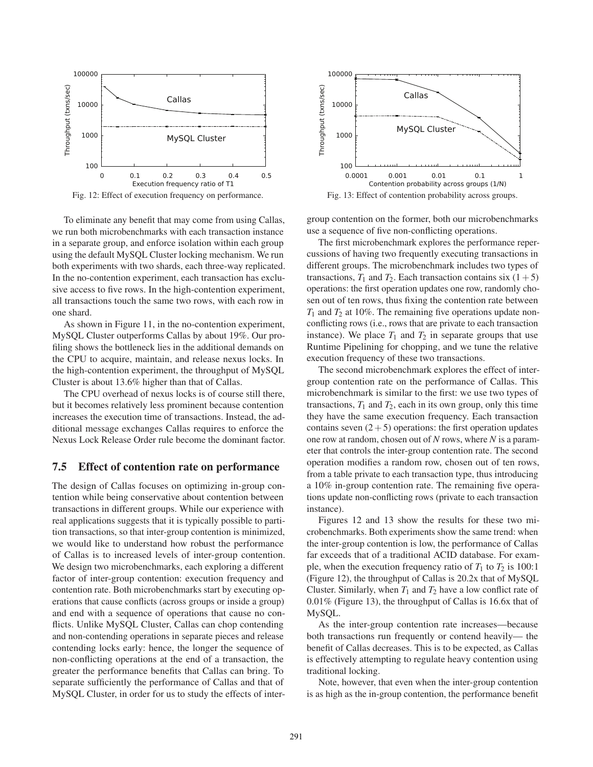Fig. 12: Effect of execution frequency on performance.

Fig. 13: Effect of contention probability across groups.

To eliminate any benefit that may come from using Callas, we run both microbenchmarks with each transaction instance in a separate group, and enforce isolation within each group using the default MySQL Cluster locking mechanism. We run both experiments with two shards, each three-way replicated. In the no-contention experiment, each transaction has exclusive access to five rows. In the high-contention experiment, all transactions touch the same two rows, with each row in one shard.

As shown in Figure 11, in the no-contention experiment, MySQL Cluster outperforms Callas by about 19%. Our profiling shows the bottleneck lies in the additional demands on the CPU to acquire, maintain, and release nexus locks. In the high-contention experiment, the throughput of MySQL Cluster is about 13.6% higher than that of Callas.

The CPU overhead of nexus locks is of course still there, but it becomes relatively less prominent because contention increases the execution time of transactions. Instead, the additional message exchanges Callas requires to enforce the Nexus Lock Release Order rule become the dominant factor.

## 7.5 Effect of contention rate on performance

The design of Callas focuses on optimizing in-group contention while being conservative about contention between transactions in different groups. While our experience with real applications suggests that it is typically possible to partition transactions, so that inter-group contention is minimized, we would like to understand how robust the performance of Callas is to increased levels of inter-group contention. We design two microbenchmarks, each exploring a different factor of inter-group contention: execution frequency and contention rate. Both microbenchmarks start by executing operations that cause conflicts (across groups or inside a group) and end with a sequence of operations that cause no conflicts. Unlike MySQL Cluster, Callas can chop contending and non-contending operations in separate pieces and release contending locks early: hence, the longer the sequence of non-conflicting operations at the end of a transaction, the greater the performance benefits that Callas can bring. To separate sufficiently the performance of Callas and that of MySQL Cluster, in order for us to study the effects of inter-group contention on the former, both our microbenchmarks use a sequence of five non-conflicting operations.

The first microbenchmark explores the performance repercussions of having two frequently executing transactions in different groups. The microbenchmark includes two types of transactions, $T_1$ and $T_2$. Each transaction contains six $(1+5)$ operations: the first operation updates one row, randomly chosen out of ten rows, thus fixing the contention rate between $T_1$ and $T_2$ at 10%. The remaining five operations update non-conflicting rows (i.e., rows that are private to each transaction instance). We place $T_1$ and $T_2$ in separate groups that use Runtime Pipelining for chopping, and we tune the relative execution frequency of these two transactions.

The second microbenchmark explores the effect of inter-group contention rate on the performance of Callas. This microbenchmark is similar to the first: we use two types of transactions, $T_1$ and $T_2$, each in its own group, only this time they have the same execution frequency. Each transaction contains seven $(2+5)$ operations: the first operation updates one row at random, chosen out of $N$ rows, where $N$ is a parameter that controls the inter-group contention rate. The second operation modifies a random row, chosen out of ten rows, from a table private to each transaction type, thus introducing a 10% in-group contention rate. The remaining five operations update non-conflicting rows (private to each transaction instance).

Figures 12 and 13 show the results for these two microbenchmarks. Both experiments show the same trend: when the inter-group contention is low, the performance of Callas far exceeds that of a traditional ACID database. For example, when the execution frequency ratio of $T_1$ to $T_2$ is 100:1 (Figure 12), the throughput of Callas is 20.2x that of MySQL Cluster. Similarly, when $T_1$ and $T_2$ have a low conflict rate of 0.01% (Figure 13), the throughput of Callas is 16.6x that of MySQL.

As the inter-group contention rate increases—because both transactions run frequently or contend heavily— the benefit of Callas decreases. This is to be expected, as Callas is effectively attempting to regulate heavy contention using traditional locking.

Note, however, that even when the inter-group contention is as high as the in-group contention, the performance benefit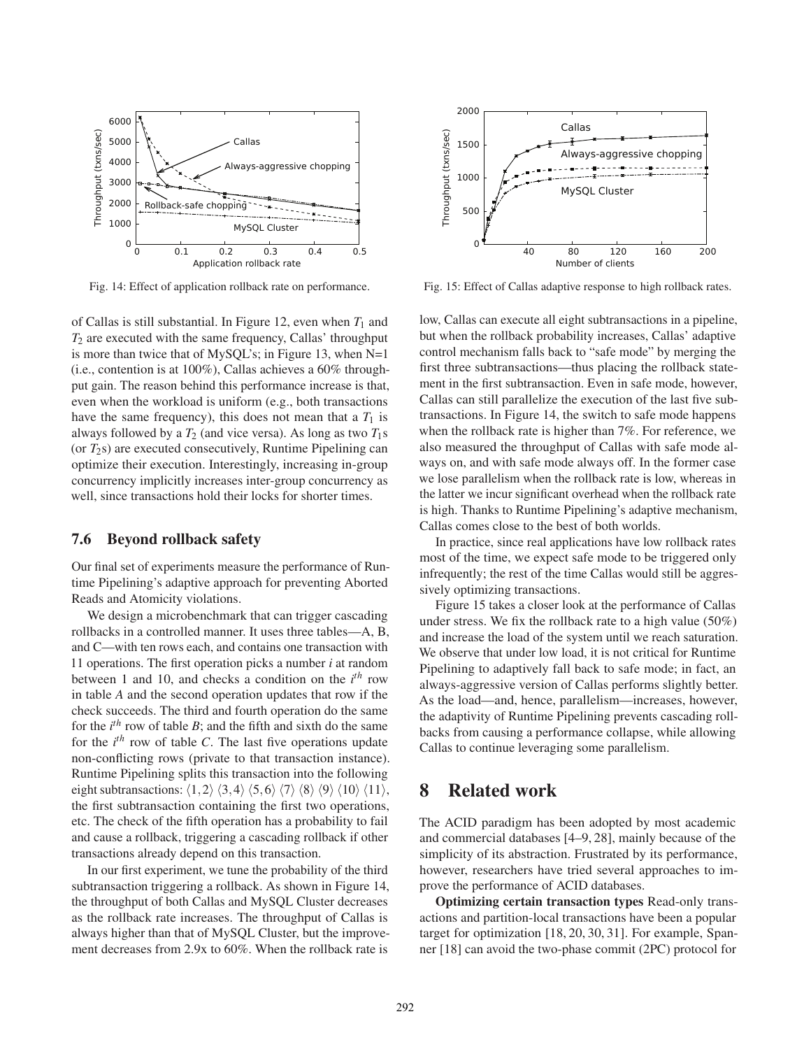Fig. 14: Effect of application rollback rate on performance.

Fig. 15: Effect of Callas adaptive response to high rollback rates.

of Callas is still substantial. In Figure 12, even when $T_1$ and $T_2$ are executed with the same frequency, Callas' throughput is more than twice that of MySQL's; in Figure 13, when N=1 (i.e., contention is at 100%), Callas achieves a 60% throughput gain. The reason behind this performance increase is that, even when the workload is uniform (e.g., both transactions have the same frequency), this does not mean that a $T_1$ is always followed by a $T_2$ (and vice versa). As long as two $T_1$s (or $T_2$s) are executed consecutively, Runtime Pipelining can optimize their execution. Interestingly, increasing in-group concurrency implicitly increases inter-group concurrency as well, since transactions hold their locks for shorter times.

### 7.6 Beyond rollback safety

Our final set of experiments measure the performance of Runtime Pipelining's adaptive approach for preventing Aborted Reads and Atomicity violations.

We design a microbenchmark that can trigger cascading rollbacks in a controlled manner. It uses three tables—A, B, and C—with ten rows each, and contains one transaction with 11 operations. The first operation picks a number $i$ at random between 1 and 10, and checks a condition on the $i^{th}$ row in table $A$ and the second operation updates that row if the check succeeds. The third and fourth operation do the same for the $i^{th}$ row of table $B$; and the fifth and sixth do the same for the $i^{th}$ row of table $C$. The last five operations update non-conflicting rows (private to that transaction instance). Runtime Pipelining splits this transaction into the following eight subtransactions: $\langle 1,2 \rangle$ $\langle 3,4 \rangle$ $\langle 5,6 \rangle$ $\langle 7 \rangle$ $\langle 8 \rangle$ $\langle 9 \rangle$ $\langle 10 \rangle$ $\langle 11 \rangle$, the first subtransaction containing the first two operations, etc. The check of the fifth operation has a probability to fail and cause a rollback, triggering a cascading rollback if other transactions already depend on this transaction.

In our first experiment, we tune the probability of the third subtransaction triggering a rollback. As shown in Figure 14, the throughput of both Callas and MySQL Cluster decreases as the rollback rate increases. The throughput of Callas is always higher than that of MySQL Cluster, but the improvement decreases from 2.9x to 60%. When the rollback rate is low, Callas can execute all eight subtransactions in a pipeline, but when the rollback probability increases, Callas' adaptive control mechanism falls back to "safe mode" by merging the first three subtransactions—thus placing the rollback statement in the first subtransaction. Even in safe mode, however, Callas can still parallelize the execution of the last five subtransactions. In Figure 14, the switch to safe mode happens when the rollback rate is higher than 7%. For reference, we also measured the throughput of Callas with safe mode always on, and with safe mode always off. In the former case we lose parallelism when the rollback rate is low, whereas in the latter we incur significant overhead when the rollback rate is high. Thanks to Runtime Pipelining's adaptive mechanism, Callas comes close to the best of both worlds.

In practice, since real applications have low rollback rates most of the time, we expect safe mode to be triggered only infrequently; the rest of the time Callas would still be aggressively optimizing transactions.

Figure 15 takes a closer look at the performance of Callas under stress. We fix the rollback rate to a high value (50%) and increase the load of the system until we reach saturation. We observe that under low load, it is not critical for Runtime Pipelining to adaptively fall back to safe mode; in fact, an always-aggressive version of Callas performs slightly better. As the load—and, hence, parallelism—increases, however, the adaptivity of Runtime Pipelining prevents cascading rollbacks from causing a performance collapse, while allowing Callas to continue leveraging some parallelism.

## 8 Related work

The ACID paradigm has been adopted by most academic and commercial databases [4–9, 28], mainly because of the simplicity of its abstraction. Frustrated by its performance, however, researchers have tried several approaches to improve the performance of ACID databases.

**Optimizing certain transaction types** Read-only transactions and partition-local transactions have been a popular target for optimization [18, 20, 30, 31]. For example, Spanner [18] can avoid the two-phase commit (2PC) protocol for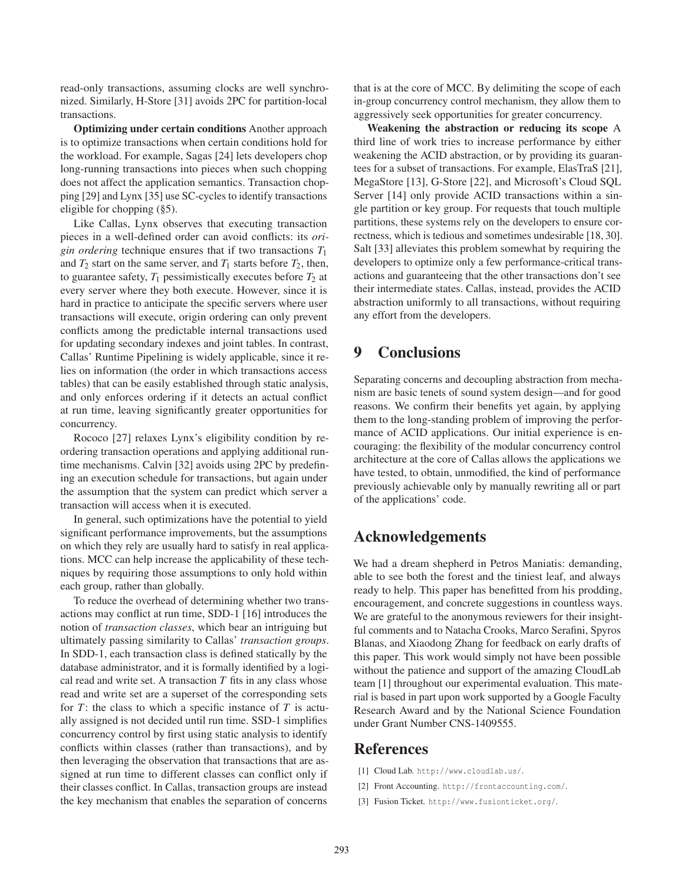read-only transactions, assuming clocks are well synchronized. Similarly, H-Store [31] avoids 2PC for partition-local transactions.

**Optimizing under certain conditions** Another approach is to optimize transactions when certain conditions hold for the workload. For example, Sagas [24] lets developers chop long-running transactions into pieces when such chopping does not affect the application semantics. Transaction chopping [29] and Lynx [35] use SC-cycles to identify transactions eligible for chopping (§5).

Like Callas, Lynx observes that executing transaction pieces in a well-defined order can avoid conflicts: its *origin ordering* technique ensures that if two transactions $T_1$ and $T_2$ start on the same server, and $T_1$ starts before $T_2$, then, to guarantee safety, $T_1$ pessimistically executes before $T_2$ at every server where they both execute. However, since it is hard in practice to anticipate the specific servers where user transactions will execute, origin ordering can only prevent conflicts among the predictable internal transactions used for updating secondary indexes and joint tables. In contrast, Callas' Runtime Pipelining is widely applicable, since it relies on information (the order in which transactions access tables) that can be easily established through static analysis, and only enforces ordering if it detects an actual conflict at run time, leaving significantly greater opportunities for concurrency.

Rococo [27] relaxes Lynx's eligibility condition by reordering transaction operations and applying additional runtime mechanisms. Calvin [32] avoids using 2PC by predefining an execution schedule for transactions, but again under the assumption that the system can predict which server a transaction will access when it is executed.

In general, such optimizations have the potential to yield significant performance improvements, but the assumptions on which they rely are usually hard to satisfy in real applications. MCC can help increase the applicability of these techniques by requiring those assumptions to only hold within each group, rather than globally.

To reduce the overhead of determining whether two transactions may conflict at run time, SDD-1 [16] introduces the notion of *transaction classes*, which bear an intriguing but ultimately passing similarity to Callas' *transaction groups*. In SDD-1, each transaction class is defined statically by the database administrator, and it is formally identified by a logical read and write set. A transaction $T$ fits in any class whose read and write set are a superset of the corresponding sets for $T$: the class to which a specific instance of $T$ is actually assigned is not decided until run time. SSD-1 simplifies concurrency control by first using static analysis to identify conflicts within classes (rather than transactions), and by then leveraging the observation that transactions that are assigned at run time to different classes can conflict only if their classes conflict. In Callas, transaction groups are instead the key mechanism that enables the separation of concerns that is at the core of MCC. By delimiting the scope of each in-group concurrency control mechanism, they allow them to aggressively seek opportunities for greater concurrency.

**Weakening the abstraction or reducing its scope** A third line of work tries to increase performance by either weakening the ACID abstraction, or by providing its guarantees for a subset of transactions. For example, ElasTraS [21], MegaStore [13], G-Store [22], and Microsoft's Cloud SQL Server [14] only provide ACID transactions within a single partition or key group. For requests that touch multiple partitions, these systems rely on the developers to ensure correctness, which is tedious and sometimes undesirable [18, 30]. Salt [33] alleviates this problem somewhat by requiring the developers to optimize only a few performance-critical transactions and guaranteeing that the other transactions don't see their intermediate states. Callas, instead, provides the ACID abstraction uniformly to all transactions, without requiring any effort from the developers.

# 9 Conclusions

Separating concerns and decoupling abstraction from mechanism are basic tenets of sound system design—and for good reasons. We confirm their benefits yet again, by applying them to the long-standing problem of improving the performance of ACID applications. Our initial experience is encouraging: the flexibility of the modular concurrency control architecture at the core of Callas allows the applications we have tested, to obtain, unmodified, the kind of performance previously achievable only by manually rewriting all or part of the applications' code.

# Acknowledgements

We had a dream shepherd in Petros Maniatis: demanding, able to see both the forest and the tiniest leaf, and always ready to help. This paper has benefitted from his prodding, encouragement, and concrete suggestions in countless ways. We are grateful to the anonymous reviewers for their insightful comments and to Natacha Crooks, Marco Serafini, Spyros Blanas, and Xiaodong Zhang for feedback on early drafts of this paper. This work would simply not have been possible without the patience and support of the amazing CloudLab team [1] throughout our experimental evaluation. This material is based in part upon work supported by a Google Faculty Research Award and by the National Science Foundation under Grant Number CNS-1409555.

# References

[1] Cloud Lab. http://www.cloudlab.us/.

[2] Front Accounting. http://frontaccounting.com/.

[3] Fusion Ticket. http://www.fusionticket.org/.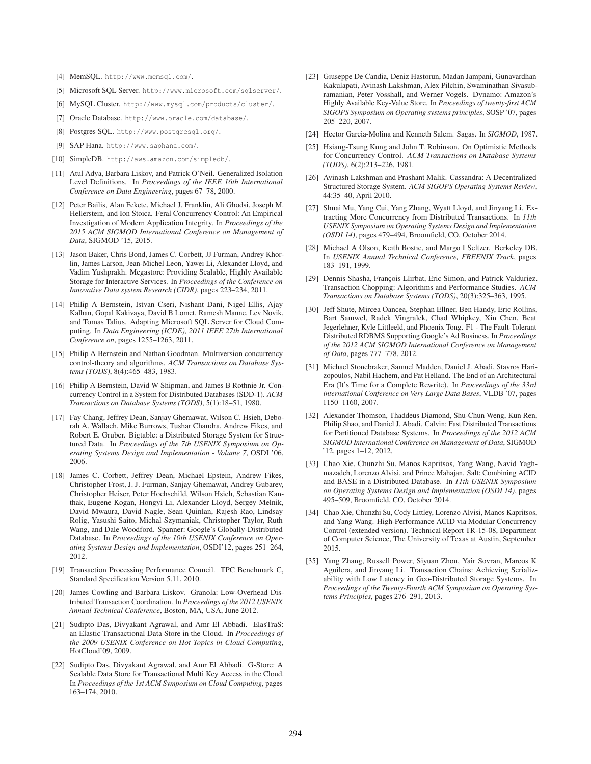[4] MemSQL. http://www.memsql.com/.

[5] Microsoft SQL Server. http://www.microsoft.com/sqlserver/.

[6] MySQL Cluster. http://www.mysql.com/products/cluster/.

[7] Oracle Database. http://www.oracle.com/database/.

[8] Postgres SQL. http://www.postgresql.org/.

[9] SAP Hana. http://www.saphana.com/.

[10] SimpleDB. http://aws.amazon.com/simpledb/.

[11] Atul Adya, Barbara Liskov, and Patrick O'Neil. Generalized Isolation Level Definitions. In *Proceedings of the IEEE 16th International Conference on Data Engineering*, pages 67–78, 2000.

[12] Peter Bailis, Alan Fekete, Michael J. Franklin, Ali Ghodsi, Joseph M. Hellerstein, and Ion Stoica. Feral Concurrency Control: An Empirical Investigation of Modern Application Integrity. In *Proceedings of the 2015 ACM SIGMOD International Conference on Management of Data*, SIGMOD '15, 2015.

[13] Jason Baker, Chris Bond, James C. Corbett, JJ Furman, Andrey Khorlin, James Larson, Jean-Michel Leon, Yawei Li, Alexander Lloyd, and Vadim Yushprakh. Megastore: Providing Scalable, Highly Available Storage for Interactive Services. In *Proceedings of the Conference on Innovative Data system Research (CIDR)*, pages 223–234, 2011.

[14] Philip A Bernstein, Istvan Cseri, Nishant Dani, Nigel Ellis, Ajay Kalhan, Gopal Kakivaya, David B Lomet, Ramesh Manne, Lev Novik, and Tomas Talius. Adapting Microsoft SQL Server for Cloud Computing. In *Data Engineering (ICDE), 2011 IEEE 27th International Conference on*, pages 1255–1263, 2011.

[15] Philip A Bernstein and Nathan Goodman. Multiversion concurrency control-theory and algorithms. *ACM Transactions on Database Systems (TODS)*, 8(4):465–483, 1983.

[16] Philip A Bernstein, David W Shipman, and James B Rothnie Jr. Concurrency Control in a System for Distributed Databases (SDD-1). *ACM Transactions on Database Systems (TODS)*, 5(1):18–51, 1980.

[17] Fay Chang, Jeffrey Dean, Sanjay Ghemawat, Wilson C. Hsieh, Deborah A. Wallach, Mike Burrows, Tushar Chandra, Andrew Fikes, and Robert E. Gruber. Bigtable: a Distributed Storage System for Structured Data. In *Proceedings of the 7th USENIX Symposium on Operating Systems Design and Implementation - Volume 7*, OSDI '06, 2006.

[18] James C. Corbett, Jeffrey Dean, Michael Epstein, Andrew Fikes, Christopher Frost, J. J. Furman, Sanjay Ghemawat, Andrey Gubarev, Christopher Heiser, Peter Hochschild, Wilson Hsieh, Sebastian Kanthak, Eugene Kogan, Hongyi Li, Alexander Lloyd, Sergey Melnik, David Mwaura, David Nagle, Sean Quinlan, Rajesh Rao, Lindsay Rolig, Yasushi Saito, Michal Szymaniak, Christopher Taylor, Ruth Wang, and Dale Woodford. Spanner: Google's Globally-Distributed Database. In *Proceedings of the 10th USENIX Conference on Operating Systems Design and Implementation*, OSDI'12, pages 251–264, 2012.

[19] Transaction Processing Performance Council. TPC Benchmark C, Standard Specification Version 5.11, 2010.

[20] James Cowling and Barbara Liskov. Granola: Low-Overhead Distributed Transaction Coordination. In *Proceedings of the 2012 USENIX Annual Technical Conference*, Boston, MA, USA, June 2012.

[21] Sudipto Das, Divyakant Agrawal, and Amr El Abbadi. ElasTraS: an Elastic Transactional Data Store in the Cloud. In *Proceedings of the 2009 USENIX Conference on Hot Topics in Cloud Computing*, HotCloud'09, 2009.

[22] Sudipto Das, Divyakant Agrawal, and Amr El Abbadi. G-Store: A Scalable Data Store for Transactional Multi Key Access in the Cloud. In *Proceedings of the 1st ACM Symposium on Cloud Computing*, pages 163–174, 2010.

[23] Giuseppe De Candia, Deniz Hastorun, Madan Jampani, Gunavardhan Kakulapati, Avinash Lakshman, Alex Pilchin, Swaminathan Sivasubramanian, Peter Vosshall, and Werner Vogels. Dynamo: Amazon's Highly Available Key-Value Store. In *Proceedings of twenty-first ACM SIGOPS Symposium on Operating systems principles*, SOSP '07, pages 205–220, 2007.

[24] Hector Garcia-Molina and Kenneth Salem. Sagas. In *SIGMOD*, 1987.

[25] Hsiang-Tsung Kung and John T. Robinson. On Optimistic Methods for Concurrency Control. *ACM Transactions on Database Systems (TODS)*, 6(2):213–226, 1981.

[26] Avinash Lakshman and Prashant Malik. Cassandra: A Decentralized Structured Storage System. *ACM SIGOPS Operating Systems Review*, 44:35–40, April 2010.

[27] Shuai Mu, Yang Cui, Yang Zhang, Wyatt Lloyd, and Jinyang Li. Extracting More Concurrency from Distributed Transactions. In *11th USENIX Symposium on Operating Systems Design and Implementation (OSDI 14)*, pages 479–494, Broomfield, CO, October 2014.

[28] Michael A Olson, Keith Bostic, and Margo I Seltzer. Berkeley DB. In *USENIX Annual Technical Conference, FREENIX Track*, pages 183–191, 1999.

[29] Dennis Shasha, François Llirbat, Eric Simon, and Patrick Valduriez. Transaction Chopping: Algorithms and Performance Studies. *ACM Transactions on Database Systems (TODS)*, 20(3):325–363, 1995.

[30] Jeff Shute, Mircea Oancea, Stephan Ellner, Ben Handy, Eric Rollins, Bart Samwel, Radek Vingralek, Chad Whipkey, Xin Chen, Beat Jegerlehner, Kyle Littleeld, and Phoenix Tong. F1 - The Fault-Tolerant Distributed RDBMS Supporting Google's Ad Business. In *Proceedings of the 2012 ACM SIGMOD International Conference on Management of Data*, pages 777–778, 2012.

[31] Michael Stonebraker, Samuel Madden, Daniel J. Abadi, Stavros Harizopoulos, Nabil Hachem, and Pat Helland. The End of an Architectural Era (It's Time for a Complete Rewrite). In *Proceedings of the 33rd international Conference on Very Large Data Bases*, VLDB '07, pages 1150–1160, 2007.

[32] Alexander Thomson, Thaddeus Diamond, Shu-Chun Weng, Kun Ren, Philip Shao, and Daniel J. Abadi. Calvin: Fast Distributed Transactions for Partitioned Database Systems. In *Proceedings of the 2012 ACM SIGMOD International Conference on Management of Data*, SIGMOD '12, pages 1–12, 2012.

[33] Chao Xie, Chunzhi Su, Manos Kapritsos, Yang Wang, Navid Yaghmazadeh, Lorenzo Alvisi, and Prince Mahajan. Salt: Combining ACID and BASE in a Distributed Database. In *11th USENIX Symposium on Operating Systems Design and Implementation (OSDI 14)*, pages 495–509, Broomfield, CO, October 2014.

[34] Chao Xie, Chunzhi Su, Cody Littley, Lorenzo Alvisi, Manos Kapritsos, and Yang Wang. High-Performance ACID via Modular Concurrency Control (extended version). Technical Report TR-15-08, Department of Computer Science, The University of Texas at Austin, September 2015.

[35] Yang Zhang, Russell Power, Siyuan Zhou, Yair Sovran, Marcos K Aguilera, and Jinyang Li. Transaction Chains: Achieving Serializability with Low Latency in Geo-Distributed Storage Systems. In *Proceedings of the Twenty-Fourth ACM Symposium on Operating Systems Principles*, pages 276–291, 2013.